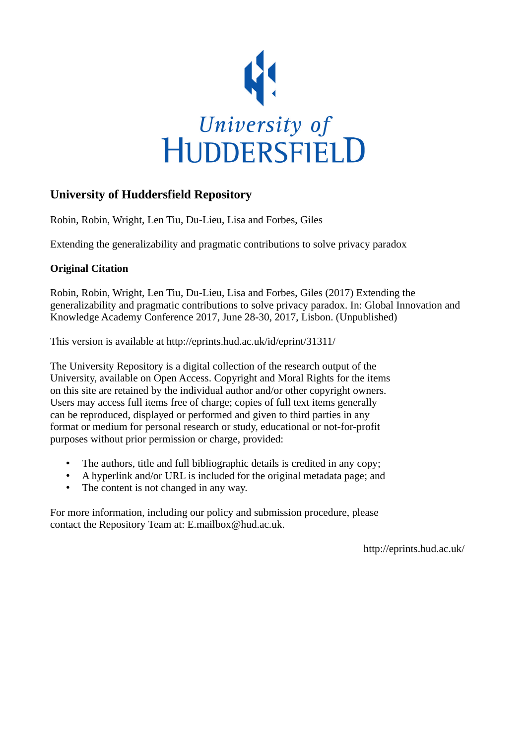University of HUDDERSFIELD

## University of Huddersfield Repository

Robin, Robin, Wright, Len Tiu, Du-Lieu, Lisa and Forbes, Giles

Extending the generalizability and pragmatic contributions to solve privacy paradox

### Original Citation

Robin, Robin, Wright, Len Tiu, Du-Lieu, Lisa and Forbes, Giles (2017) Extending the generalizability and pragmatic contributions to solve privacy paradox. In: Global Innovation and Knowledge Academy Conference 2017, June 28-30, 2017, Lisbon. (Unpublished)

This version is available at http://eprints.hud.ac.uk/id/eprint/31311/

The University Repository is a digital collection of the research output of the University, available on Open Access. Copyright and Moral Rights for the items on this site are retained by the individual author and/or other copyright owners. Users may access full items free of charge; copies of full text items generally can be reproduced, displayed or performed and given to third parties in any format or medium for personal research or study, educational or not-for-profit purposes without prior permission or charge, provided:

- The authors, title and full bibliographic details is credited in any copy;
- A hyperlink and/or URL is included for the original metadata page; and
- The content is not changed in any way.

For more information, including our policy and submission procedure, please contact the Repository Team at: E.mailbox@hud.ac.uk.

http://eprints.hud.ac.uk/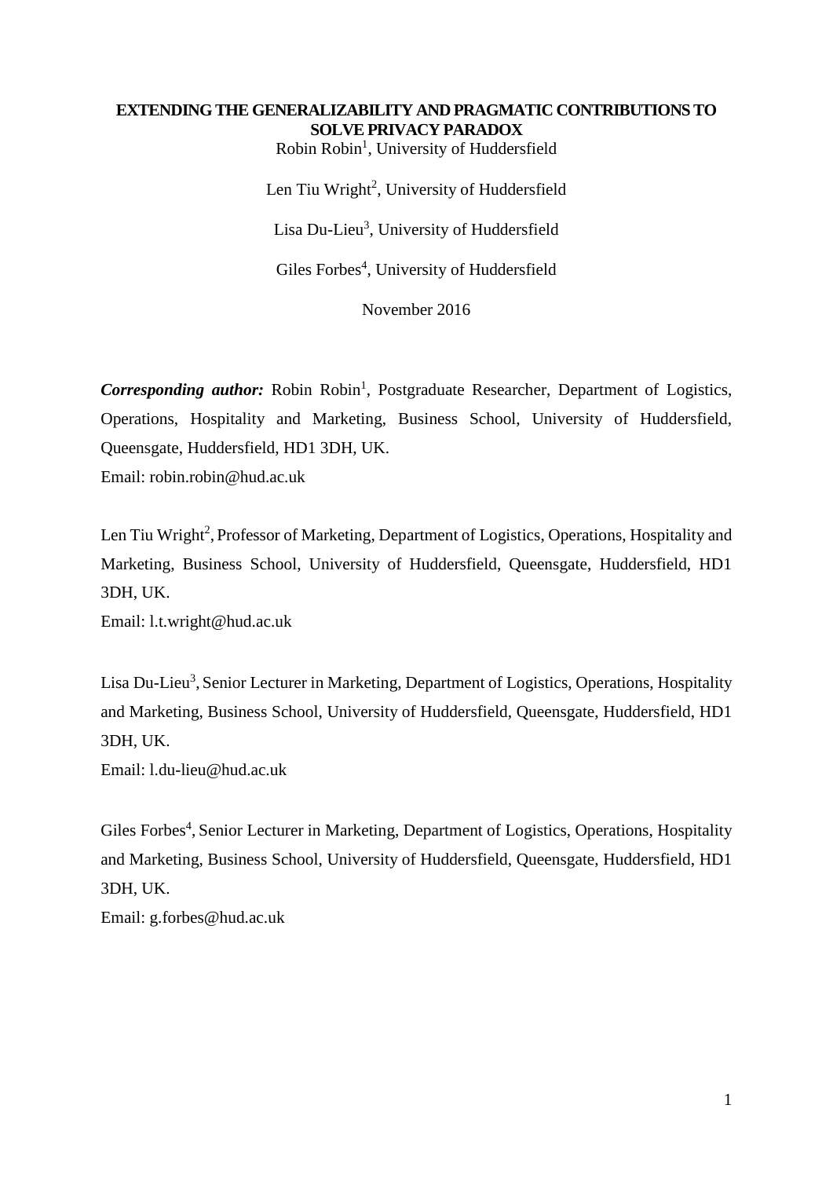**EXTENDING THE GENERALIZABILITY AND PRAGMATIC CONTRIBUTIONS TO SOLVE PRIVACY PARADOX**

Robin Robin[1], University of Huddersfield

Len Tiu Wright[2], University of Huddersfield

Lisa Du-Lieu[3], University of Huddersfield

Giles Forbes[4], University of Huddersfield

November 2016

***Corresponding author:*** Robin Robin[1], Postgraduate Researcher, Department of Logistics, Operations, Hospitality and Marketing, Business School, University of Huddersfield, Queensgate, Huddersfield, HD1 3DH, UK.
Email: robin.robin@hud.ac.uk

Len Tiu Wright[2], Professor of Marketing, Department of Logistics, Operations, Hospitality and Marketing, Business School, University of Huddersfield, Queensgate, Huddersfield, HD1 3DH, UK.
Email: l.t.wright@hud.ac.uk

Lisa Du-Lieu[3], Senior Lecturer in Marketing, Department of Logistics, Operations, Hospitality and Marketing, Business School, University of Huddersfield, Queensgate, Huddersfield, HD1 3DH, UK.
Email: l.du-lieu@hud.ac.uk

Giles Forbes[4], Senior Lecturer in Marketing, Department of Logistics, Operations, Hospitality and Marketing, Business School, University of Huddersfield, Queensgate, Huddersfield, HD1 3DH, UK.
Email: g.forbes@hud.ac.uk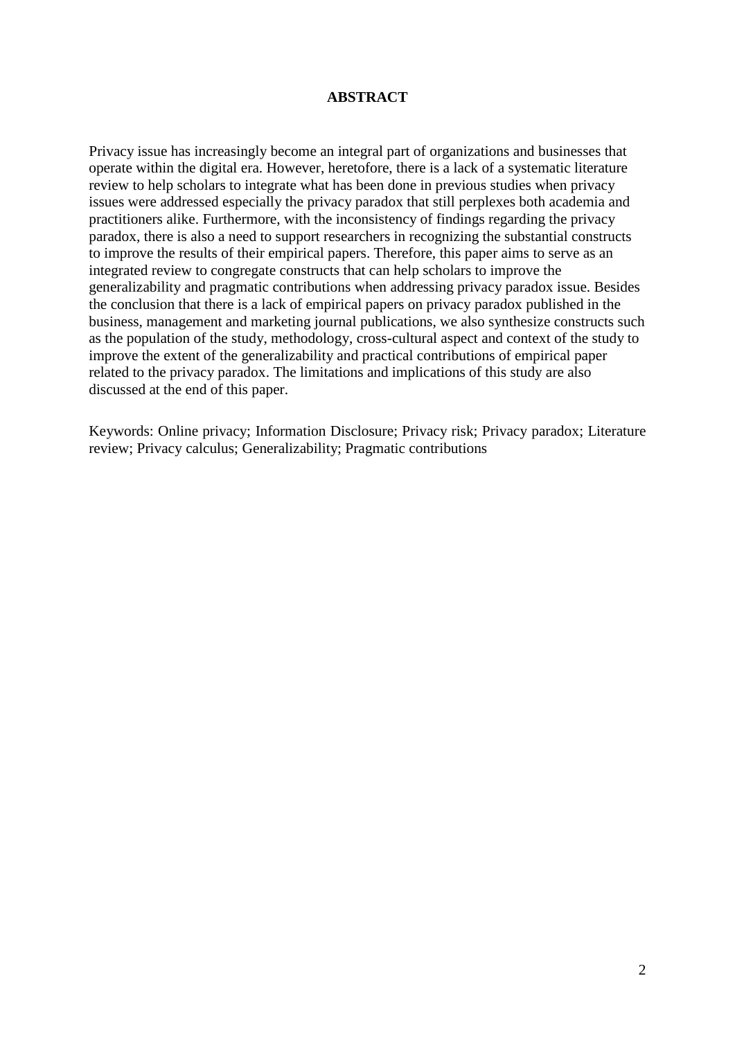## ABSTRACT

Privacy issue has increasingly become an integral part of organizations and businesses that operate within the digital era. However, heretofore, there is a lack of a systematic literature review to help scholars to integrate what has been done in previous studies when privacy issues were addressed especially the privacy paradox that still perplexes both academia and practitioners alike. Furthermore, with the inconsistency of findings regarding the privacy paradox, there is also a need to support researchers in recognizing the substantial constructs to improve the results of their empirical papers. Therefore, this paper aims to serve as an integrated review to congregate constructs that can help scholars to improve the generalizability and pragmatic contributions when addressing privacy paradox issue. Besides the conclusion that there is a lack of empirical papers on privacy paradox published in the business, management and marketing journal publications, we also synthesize constructs such as the population of the study, methodology, cross-cultural aspect and context of the study to improve the extent of the generalizability and practical contributions of empirical paper related to the privacy paradox. The limitations and implications of this study are also discussed at the end of this paper.

Keywords: Online privacy; Information Disclosure; Privacy risk; Privacy paradox; Literature review; Privacy calculus; Generalizability; Pragmatic contributions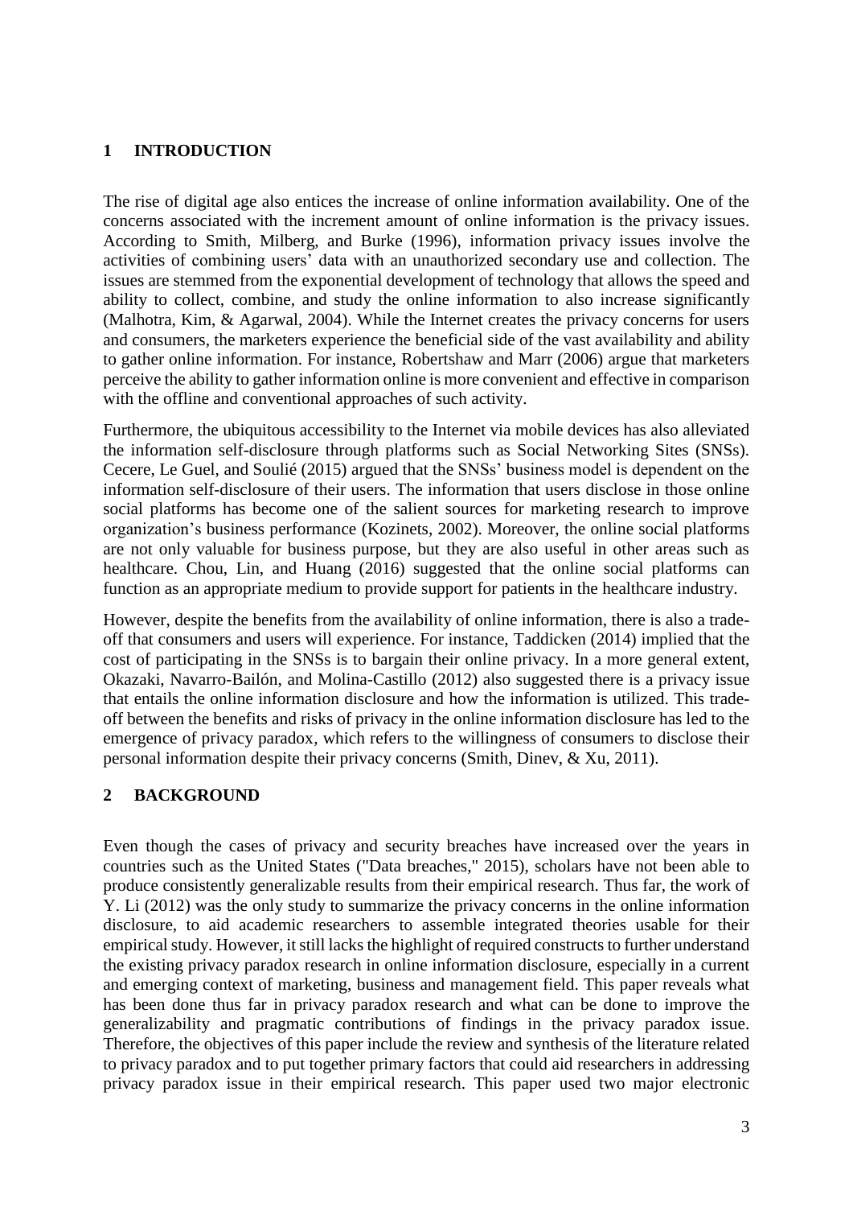# 1 INTRODUCTION

The rise of digital age also entices the increase of online information availability. One of the concerns associated with the increment amount of online information is the privacy issues. According to Smith, Milberg, and Burke (1996), information privacy issues involve the activities of combining users' data with an unauthorized secondary use and collection. The issues are stemmed from the exponential development of technology that allows the speed and ability to collect, combine, and study the online information to also increase significantly (Malhotra, Kim, & Agarwal, 2004). While the Internet creates the privacy concerns for users and consumers, the marketers experience the beneficial side of the vast availability and ability to gather online information. For instance, Robertshaw and Marr (2006) argue that marketers perceive the ability to gather information online is more convenient and effective in comparison with the offline and conventional approaches of such activity.

Furthermore, the ubiquitous accessibility to the Internet via mobile devices has also alleviated the information self-disclosure through platforms such as Social Networking Sites (SNSs). Cecere, Le Guel, and Soulié (2015) argued that the SNSs' business model is dependent on the information self-disclosure of their users. The information that users disclose in those online social platforms has become one of the salient sources for marketing research to improve organization's business performance (Kozinets, 2002). Moreover, the online social platforms are not only valuable for business purpose, but they are also useful in other areas such as healthcare. Chou, Lin, and Huang (2016) suggested that the online social platforms can function as an appropriate medium to provide support for patients in the healthcare industry.

However, despite the benefits from the availability of online information, there is also a trade-off that consumers and users will experience. For instance, Taddicken (2014) implied that the cost of participating in the SNSs is to bargain their online privacy. In a more general extent, Okazaki, Navarro-Bailón, and Molina-Castillo (2012) also suggested there is a privacy issue that entails the online information disclosure and how the information is utilized. This trade-off between the benefits and risks of privacy in the online information disclosure has led to the emergence of privacy paradox, which refers to the willingness of consumers to disclose their personal information despite their privacy concerns (Smith, Dinev, & Xu, 2011).

# 2 BACKGROUND

Even though the cases of privacy and security breaches have increased over the years in countries such as the United States ("Data breaches," 2015), scholars have not been able to produce consistently generalizable results from their empirical research. Thus far, the work of Y. Li (2012) was the only study to summarize the privacy concerns in the online information disclosure, to aid academic researchers to assemble integrated theories usable for their empirical study. However, it still lacks the highlight of required constructs to further understand the existing privacy paradox research in online information disclosure, especially in a current and emerging context of marketing, business and management field. This paper reveals what has been done thus far in privacy paradox research and what can be done to improve the generalizability and pragmatic contributions of findings in the privacy paradox issue. Therefore, the objectives of this paper include the review and synthesis of the literature related to privacy paradox and to put together primary factors that could aid researchers in addressing privacy paradox issue in their empirical research. This paper used two major electronic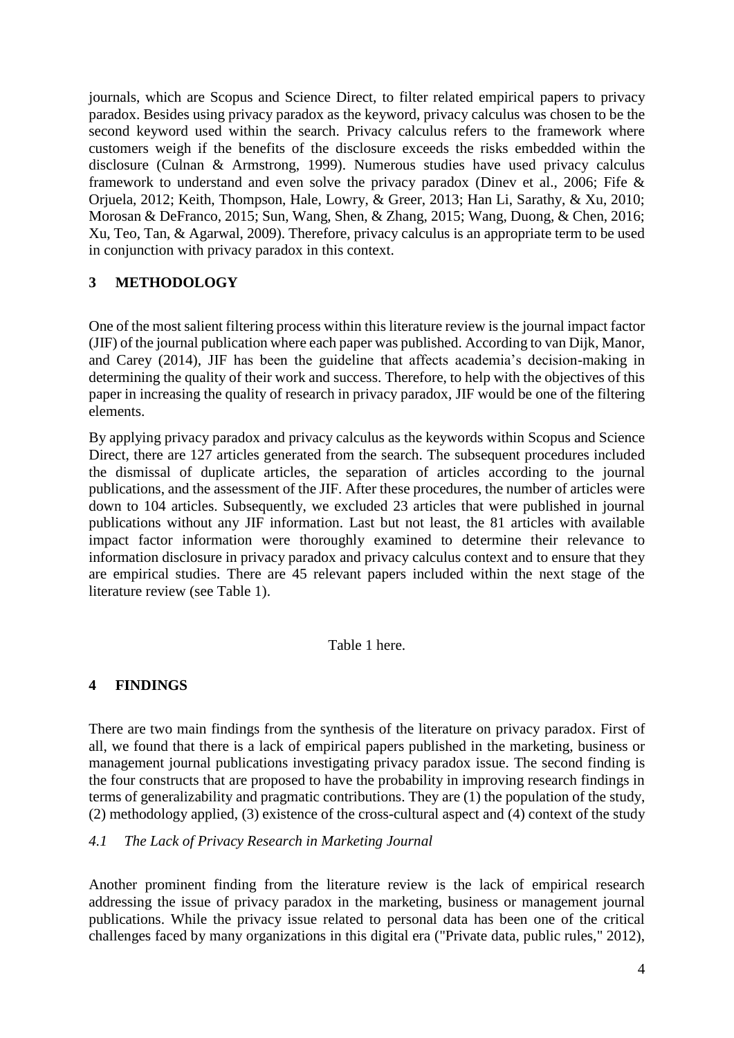journals, which are Scopus and Science Direct, to filter related empirical papers to privacy paradox. Besides using privacy paradox as the keyword, privacy calculus was chosen to be the second keyword used within the search. Privacy calculus refers to the framework where customers weigh if the benefits of the disclosure exceeds the risks embedded within the disclosure (Culnan & Armstrong, 1999). Numerous studies have used privacy calculus framework to understand and even solve the privacy paradox (Dinev et al., 2006; Fife & Orjuela, 2012; Keith, Thompson, Hale, Lowry, & Greer, 2013; Han Li, Sarathy, & Xu, 2010; Morosan & DeFranco, 2015; Sun, Wang, Shen, & Zhang, 2015; Wang, Duong, & Chen, 2016; Xu, Teo, Tan, & Agarwal, 2009). Therefore, privacy calculus is an appropriate term to be used in conjunction with privacy paradox in this context.

## 3 METHODOLOGY

One of the most salient filtering process within this literature review is the journal impact factor (JIF) of the journal publication where each paper was published. According to van Dijk, Manor, and Carey (2014), JIF has been the guideline that affects academia's decision-making in determining the quality of their work and success. Therefore, to help with the objectives of this paper in increasing the quality of research in privacy paradox, JIF would be one of the filtering elements.

By applying privacy paradox and privacy calculus as the keywords within Scopus and Science Direct, there are 127 articles generated from the search. The subsequent procedures included the dismissal of duplicate articles, the separation of articles according to the journal publications, and the assessment of the JIF. After these procedures, the number of articles were down to 104 articles. Subsequently, we excluded 23 articles that were published in journal publications without any JIF information. Last but not least, the 81 articles with available impact factor information were thoroughly examined to determine their relevance to information disclosure in privacy paradox and privacy calculus context and to ensure that they are empirical studies. There are 45 relevant papers included within the next stage of the literature review (see Table 1).

Table 1 here.

## 4 FINDINGS

There are two main findings from the synthesis of the literature on privacy paradox. First of all, we found that there is a lack of empirical papers published in the marketing, business or management journal publications investigating privacy paradox issue. The second finding is the four constructs that are proposed to have the probability in improving research findings in terms of generalizability and pragmatic contributions. They are (1) the population of the study, (2) methodology applied, (3) existence of the cross-cultural aspect and (4) context of the study

### *4.1 The Lack of Privacy Research in Marketing Journal*

Another prominent finding from the literature review is the lack of empirical research addressing the issue of privacy paradox in the marketing, business or management journal publications. While the privacy issue related to personal data has been one of the critical challenges faced by many organizations in this digital era ("Private data, public rules," 2012),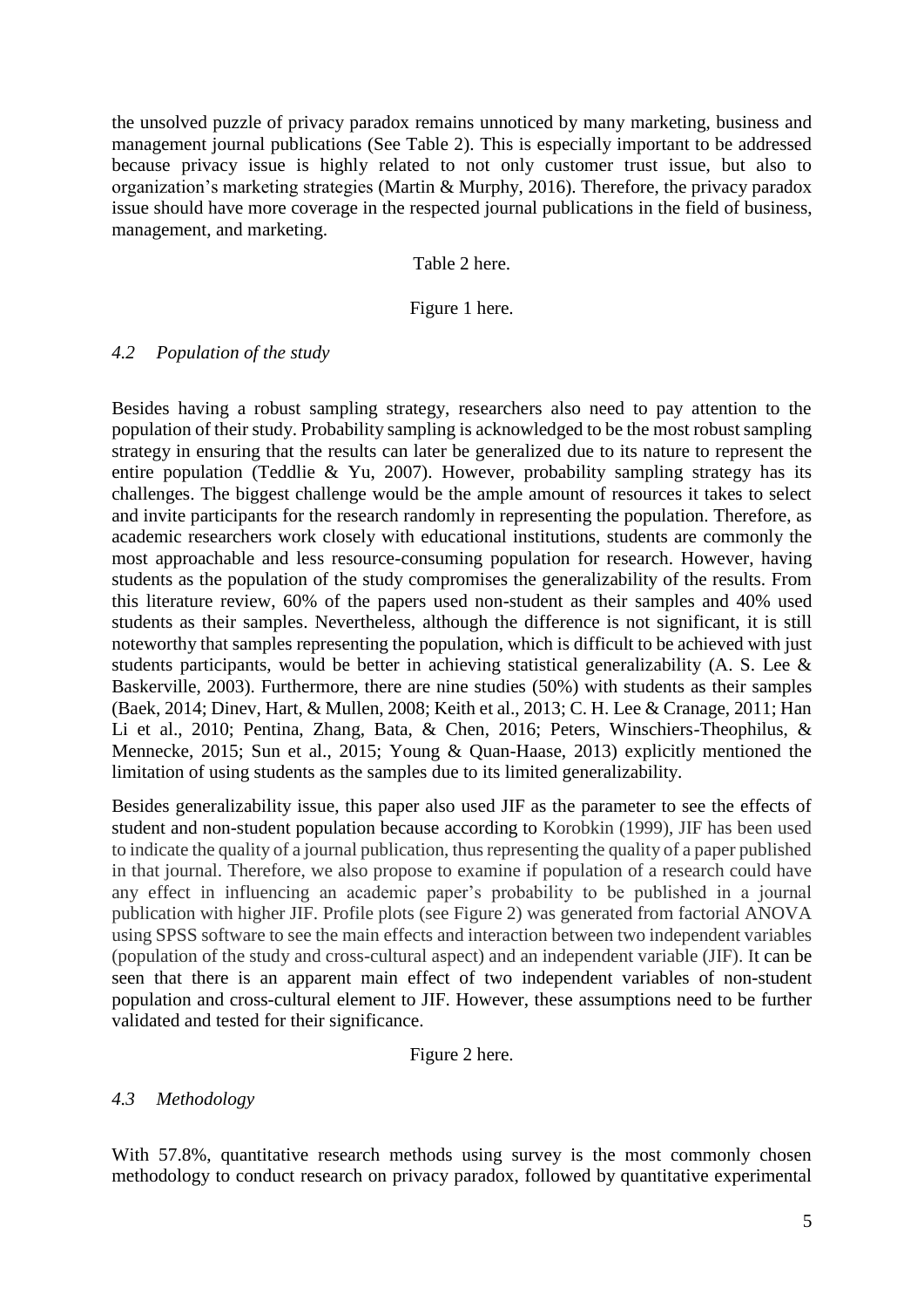the unsolved puzzle of privacy paradox remains unnoticed by many marketing, business and management journal publications (See Table 2). This is especially important to be addressed because privacy issue is highly related to not only customer trust issue, but also to organization's marketing strategies (Martin & Murphy, 2016). Therefore, the privacy paradox issue should have more coverage in the respected journal publications in the field of business, management, and marketing.

Table 2 here.

Figure 1 here.

### *4.2 Population of the study*

Besides having a robust sampling strategy, researchers also need to pay attention to the population of their study. Probability sampling is acknowledged to be the most robust sampling strategy in ensuring that the results can later be generalized due to its nature to represent the entire population (Teddlie & Yu, 2007). However, probability sampling strategy has its challenges. The biggest challenge would be the ample amount of resources it takes to select and invite participants for the research randomly in representing the population. Therefore, as academic researchers work closely with educational institutions, students are commonly the most approachable and less resource-consuming population for research. However, having students as the population of the study compromises the generalizability of the results. From this literature review, 60% of the papers used non-student as their samples and 40% used students as their samples. Nevertheless, although the difference is not significant, it is still noteworthy that samples representing the population, which is difficult to be achieved with just students participants, would be better in achieving statistical generalizability (A. S. Lee & Baskerville, 2003). Furthermore, there are nine studies (50%) with students as their samples (Baek, 2014; Dinev, Hart, & Mullen, 2008; Keith et al., 2013; C. H. Lee & Cranage, 2011; Han Li et al., 2010; Pentina, Zhang, Bata, & Chen, 2016; Peters, Winschiers-Theophilus, & Mennecke, 2015; Sun et al., 2015; Young & Quan-Haase, 2013) explicitly mentioned the limitation of using students as the samples due to its limited generalizability.

Besides generalizability issue, this paper also used JIF as the parameter to see the effects of student and non-student population because according to Korobkin (1999), JIF has been used to indicate the quality of a journal publication, thus representing the quality of a paper published in that journal. Therefore, we also propose to examine if population of a research could have any effect in influencing an academic paper's probability to be published in a journal publication with higher JIF. Profile plots (see Figure 2) was generated from factorial ANOVA using SPSS software to see the main effects and interaction between two independent variables (population of the study and cross-cultural aspect) and an independent variable (JIF). It can be seen that there is an apparent main effect of two independent variables of non-student population and cross-cultural element to JIF. However, these assumptions need to be further validated and tested for their significance.

Figure 2 here.

### *4.3 Methodology*

With 57.8%, quantitative research methods using survey is the most commonly chosen methodology to conduct research on privacy paradox, followed by quantitative experimental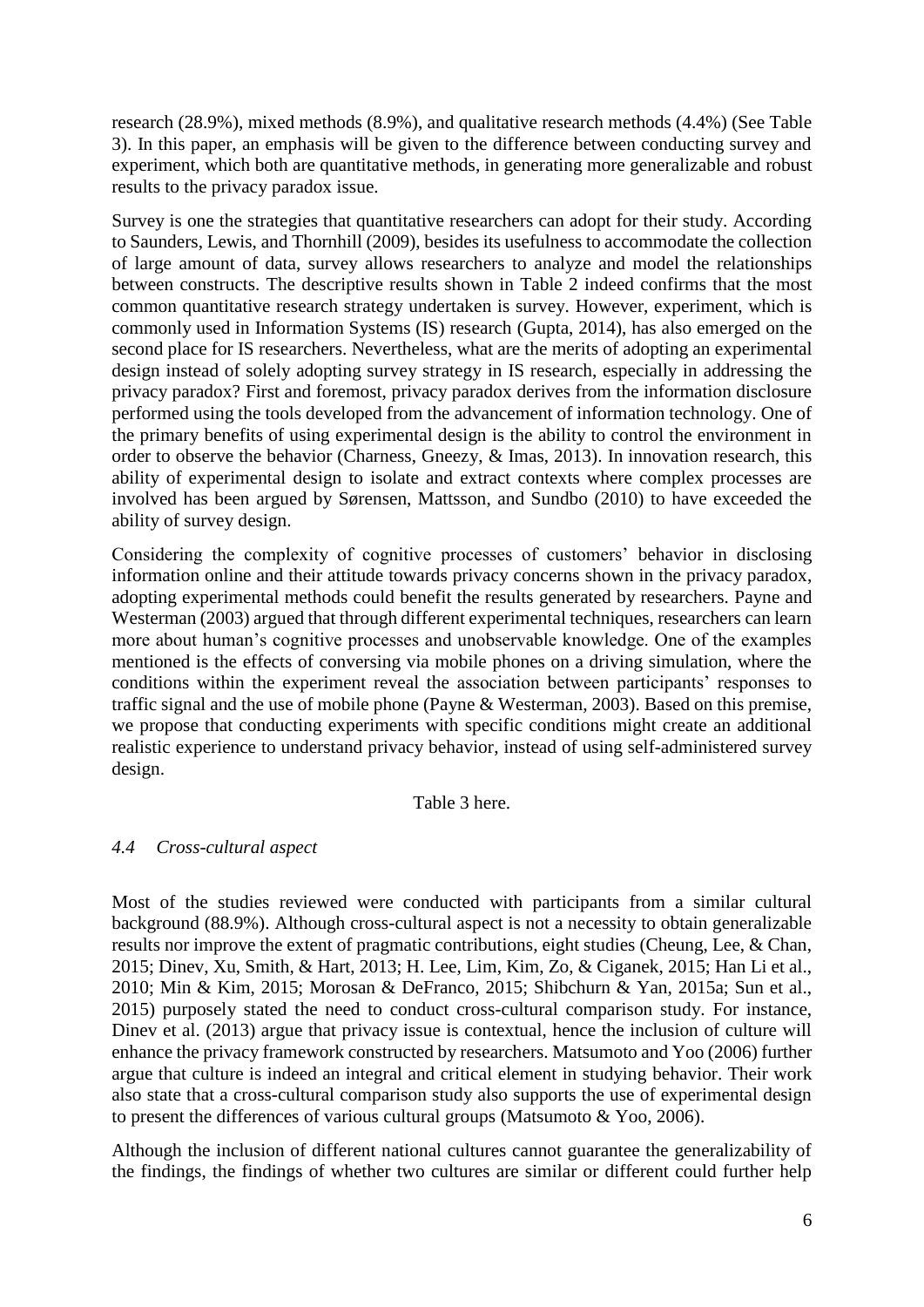research (28.9%), mixed methods (8.9%), and qualitative research methods (4.4%) (See Table 3). In this paper, an emphasis will be given to the difference between conducting survey and experiment, which both are quantitative methods, in generating more generalizable and robust results to the privacy paradox issue.

Survey is one the strategies that quantitative researchers can adopt for their study. According to Saunders, Lewis, and Thornhill (2009), besides its usefulness to accommodate the collection of large amount of data, survey allows researchers to analyze and model the relationships between constructs. The descriptive results shown in Table 2 indeed confirms that the most common quantitative research strategy undertaken is survey. However, experiment, which is commonly used in Information Systems (IS) research (Gupta, 2014), has also emerged on the second place for IS researchers. Nevertheless, what are the merits of adopting an experimental design instead of solely adopting survey strategy in IS research, especially in addressing the privacy paradox? First and foremost, privacy paradox derives from the information disclosure performed using the tools developed from the advancement of information technology. One of the primary benefits of using experimental design is the ability to control the environment in order to observe the behavior (Charness, Gneezy, & Imas, 2013). In innovation research, this ability of experimental design to isolate and extract contexts where complex processes are involved has been argued by Sørensen, Mattsson, and Sundbo (2010) to have exceeded the ability of survey design.

Considering the complexity of cognitive processes of customers' behavior in disclosing information online and their attitude towards privacy concerns shown in the privacy paradox, adopting experimental methods could benefit the results generated by researchers. Payne and Westerman (2003) argued that through different experimental techniques, researchers can learn more about human's cognitive processes and unobservable knowledge. One of the examples mentioned is the effects of conversing via mobile phones on a driving simulation, where the conditions within the experiment reveal the association between participants' responses to traffic signal and the use of mobile phone (Payne & Westerman, 2003). Based on this premise, we propose that conducting experiments with specific conditions might create an additional realistic experience to understand privacy behavior, instead of using self-administered survey design.

Table 3 here.

### *4.4 Cross-cultural aspect*

Most of the studies reviewed were conducted with participants from a similar cultural background (88.9%). Although cross-cultural aspect is not a necessity to obtain generalizable results nor improve the extent of pragmatic contributions, eight studies (Cheung, Lee, & Chan, 2015; Dinev, Xu, Smith, & Hart, 2013; H. Lee, Lim, Kim, Zo, & Ciganek, 2015; Han Li et al., 2010; Min & Kim, 2015; Morosan & DeFranco, 2015; Shibchurn & Yan, 2015a; Sun et al., 2015) purposely stated the need to conduct cross-cultural comparison study. For instance, Dinev et al. (2013) argue that privacy issue is contextual, hence the inclusion of culture will enhance the privacy framework constructed by researchers. Matsumoto and Yoo (2006) further argue that culture is indeed an integral and critical element in studying behavior. Their work also state that a cross-cultural comparison study also supports the use of experimental design to present the differences of various cultural groups (Matsumoto & Yoo, 2006).

Although the inclusion of different national cultures cannot guarantee the generalizability of the findings, the findings of whether two cultures are similar or different could further help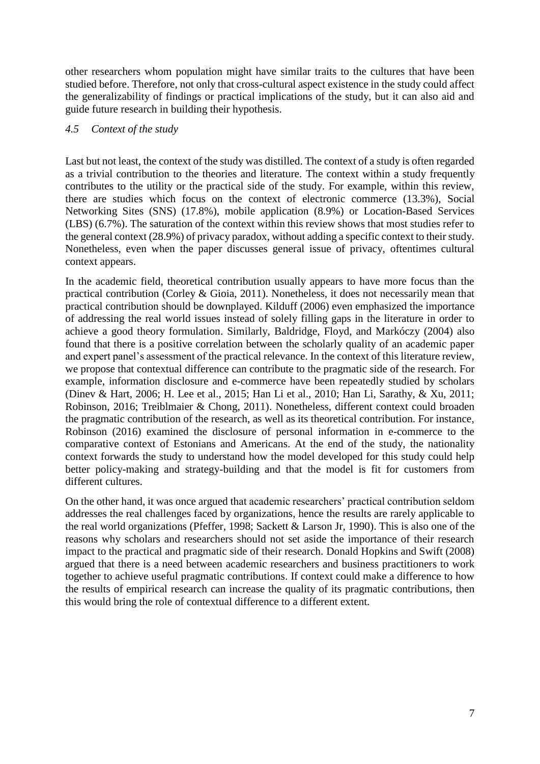other researchers whom population might have similar traits to the cultures that have been studied before. Therefore, not only that cross-cultural aspect existence in the study could affect the generalizability of findings or practical implications of the study, but it can also aid and guide future research in building their hypothesis.

### *4.5 Context of the study*

Last but not least, the context of the study was distilled. The context of a study is often regarded as a trivial contribution to the theories and literature. The context within a study frequently contributes to the utility or the practical side of the study. For example, within this review, there are studies which focus on the context of electronic commerce (13.3%), Social Networking Sites (SNS) (17.8%), mobile application (8.9%) or Location-Based Services (LBS) (6.7%). The saturation of the context within this review shows that most studies refer to the general context (28.9%) of privacy paradox, without adding a specific context to their study. Nonetheless, even when the paper discusses general issue of privacy, oftentimes cultural context appears.

In the academic field, theoretical contribution usually appears to have more focus than the practical contribution (Corley & Gioia, 2011). Nonetheless, it does not necessarily mean that practical contribution should be downplayed. Kilduff (2006) even emphasized the importance of addressing the real world issues instead of solely filling gaps in the literature in order to achieve a good theory formulation. Similarly, Baldridge, Floyd, and Markóczy (2004) also found that there is a positive correlation between the scholarly quality of an academic paper and expert panel's assessment of the practical relevance. In the context of this literature review, we propose that contextual difference can contribute to the pragmatic side of the research. For example, information disclosure and e-commerce have been repeatedly studied by scholars (Dinev & Hart, 2006; H. Lee et al., 2015; Han Li et al., 2010; Han Li, Sarathy, & Xu, 2011; Robinson, 2016; Treiblmaier & Chong, 2011). Nonetheless, different context could broaden the pragmatic contribution of the research, as well as its theoretical contribution. For instance, Robinson (2016) examined the disclosure of personal information in e-commerce to the comparative context of Estonians and Americans. At the end of the study, the nationality context forwards the study to understand how the model developed for this study could help better policy-making and strategy-building and that the model is fit for customers from different cultures.

On the other hand, it was once argued that academic researchers' practical contribution seldom addresses the real challenges faced by organizations, hence the results are rarely applicable to the real world organizations (Pfeffer, 1998; Sackett & Larson Jr, 1990). This is also one of the reasons why scholars and researchers should not set aside the importance of their research impact to the practical and pragmatic side of their research. Donald Hopkins and Swift (2008) argued that there is a need between academic researchers and business practitioners to work together to achieve useful pragmatic contributions. If context could make a difference to how the results of empirical research can increase the quality of its pragmatic contributions, then this would bring the role of contextual difference to a different extent.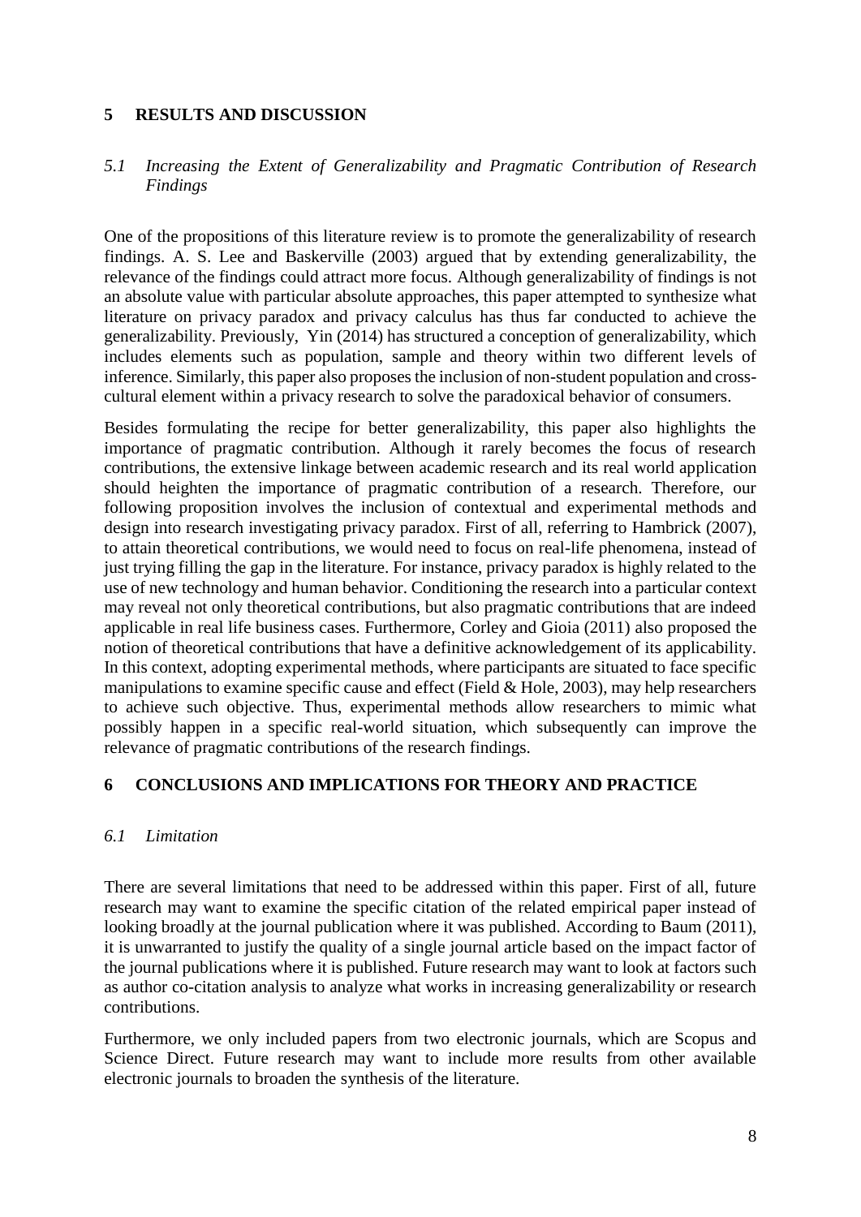## 5 RESULTS AND DISCUSSION

### *5.1 Increasing the Extent of Generalizability and Pragmatic Contribution of Research Findings*

One of the propositions of this literature review is to promote the generalizability of research findings. A. S. Lee and Baskerville (2003) argued that by extending generalizability, the relevance of the findings could attract more focus. Although generalizability of findings is not an absolute value with particular absolute approaches, this paper attempted to synthesize what literature on privacy paradox and privacy calculus has thus far conducted to achieve the generalizability. Previously, Yin (2014) has structured a conception of generalizability, which includes elements such as population, sample and theory within two different levels of inference. Similarly, this paper also proposes the inclusion of non-student population and cross-cultural element within a privacy research to solve the paradoxical behavior of consumers.

Besides formulating the recipe for better generalizability, this paper also highlights the importance of pragmatic contribution. Although it rarely becomes the focus of research contributions, the extensive linkage between academic research and its real world application should heighten the importance of pragmatic contribution of a research. Therefore, our following proposition involves the inclusion of contextual and experimental methods and design into research investigating privacy paradox. First of all, referring to Hambrick (2007), to attain theoretical contributions, we would need to focus on real-life phenomena, instead of just trying filling the gap in the literature. For instance, privacy paradox is highly related to the use of new technology and human behavior. Conditioning the research into a particular context may reveal not only theoretical contributions, but also pragmatic contributions that are indeed applicable in real life business cases. Furthermore, Corley and Gioia (2011) also proposed the notion of theoretical contributions that have a definitive acknowledgement of its applicability. In this context, adopting experimental methods, where participants are situated to face specific manipulations to examine specific cause and effect (Field & Hole, 2003), may help researchers to achieve such objective. Thus, experimental methods allow researchers to mimic what possibly happen in a specific real-world situation, which subsequently can improve the relevance of pragmatic contributions of the research findings.

## 6 CONCLUSIONS AND IMPLICATIONS FOR THEORY AND PRACTICE

### *6.1 Limitation*

There are several limitations that need to be addressed within this paper. First of all, future research may want to examine the specific citation of the related empirical paper instead of looking broadly at the journal publication where it was published. According to Baum (2011), it is unwarranted to justify the quality of a single journal article based on the impact factor of the journal publications where it is published. Future research may want to look at factors such as author co-citation analysis to analyze what works in increasing generalizability or research contributions.

Furthermore, we only included papers from two electronic journals, which are Scopus and Science Direct. Future research may want to include more results from other available electronic journals to broaden the synthesis of the literature.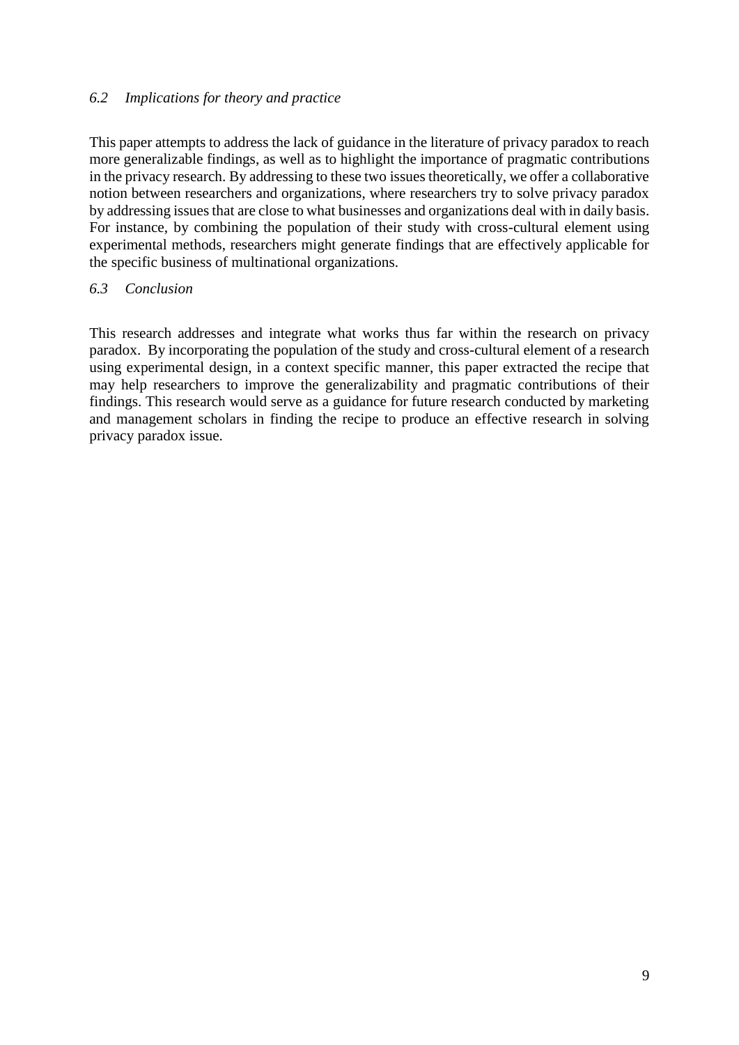### *6.2 Implications for theory and practice*

This paper attempts to address the lack of guidance in the literature of privacy paradox to reach more generalizable findings, as well as to highlight the importance of pragmatic contributions in the privacy research. By addressing to these two issues theoretically, we offer a collaborative notion between researchers and organizations, where researchers try to solve privacy paradox by addressing issues that are close to what businesses and organizations deal with in daily basis. For instance, by combining the population of their study with cross-cultural element using experimental methods, researchers might generate findings that are effectively applicable for the specific business of multinational organizations.

### *6.3 Conclusion*

This research addresses and integrate what works thus far within the research on privacy paradox. By incorporating the population of the study and cross-cultural element of a research using experimental design, in a context specific manner, this paper extracted the recipe that may help researchers to improve the generalizability and pragmatic contributions of their findings. This research would serve as a guidance for future research conducted by marketing and management scholars in finding the recipe to produce an effective research in solving privacy paradox issue.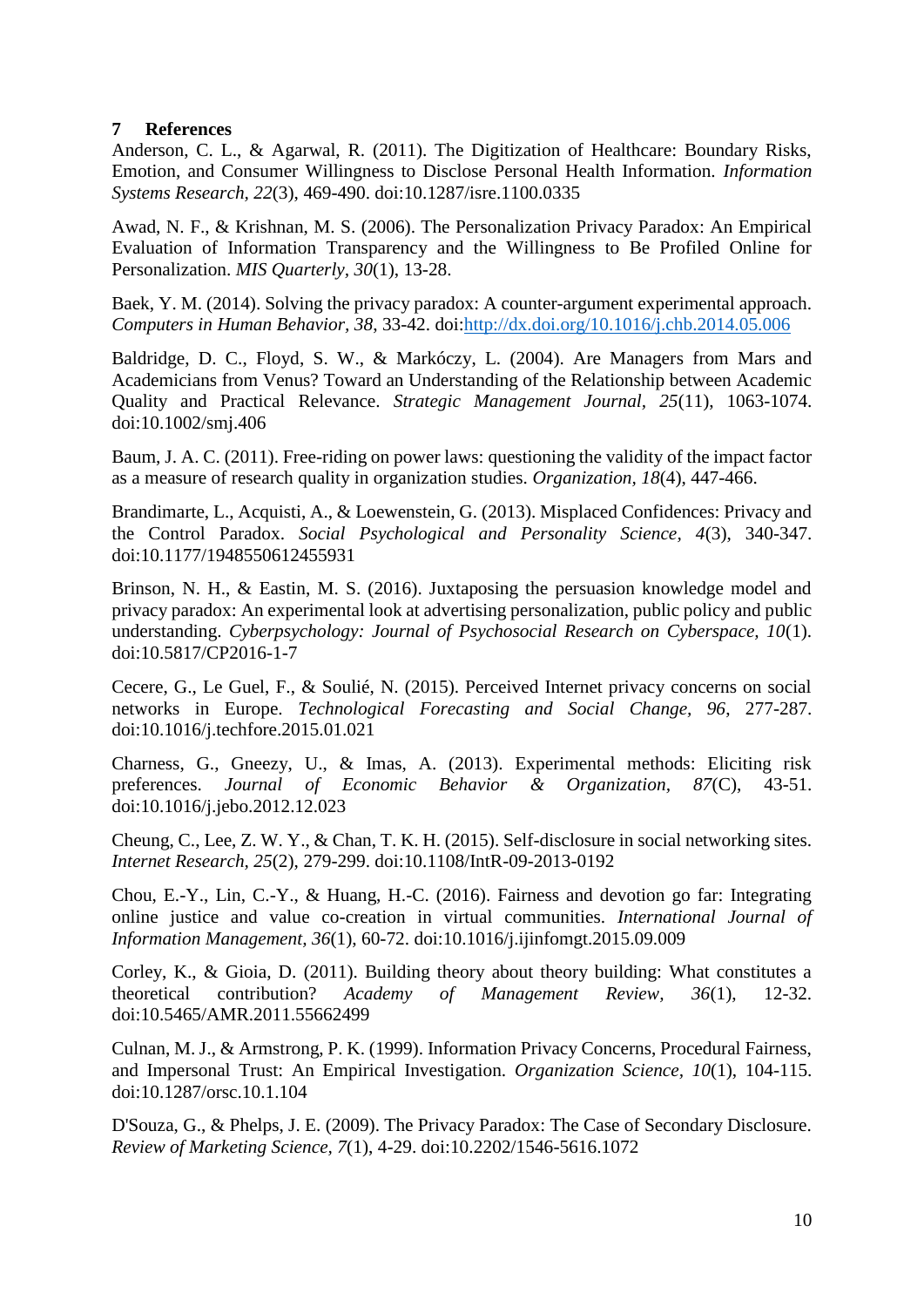# 7 References

Anderson, C. L., & Agarwal, R. (2011). The Digitization of Healthcare: Boundary Risks, Emotion, and Consumer Willingness to Disclose Personal Health Information. *Information Systems Research, 22*(3), 469-490. doi:10.1287/isre.1100.0335

Awad, N. F., & Krishnan, M. S. (2006). The Personalization Privacy Paradox: An Empirical Evaluation of Information Transparency and the Willingness to Be Profiled Online for Personalization. *MIS Quarterly, 30*(1), 13-28.

Baek, Y. M. (2014). Solving the privacy paradox: A counter-argument experimental approach. *Computers in Human Behavior, 38*, 33-42. doi:http://dx.doi.org/10.1016/j.chb.2014.05.006

Baldridge, D. C., Floyd, S. W., & Markóczy, L. (2004). Are Managers from Mars and Academicians from Venus? Toward an Understanding of the Relationship between Academic Quality and Practical Relevance. *Strategic Management Journal, 25*(11), 1063-1074. doi:10.1002/smj.406

Baum, J. A. C. (2011). Free-riding on power laws: questioning the validity of the impact factor as a measure of research quality in organization studies. *Organization, 18*(4), 447-466.

Brandimarte, L., Acquisti, A., & Loewenstein, G. (2013). Misplaced Confidences: Privacy and the Control Paradox. *Social Psychological and Personality Science, 4*(3), 340-347. doi:10.1177/1948550612455931

Brinson, N. H., & Eastin, M. S. (2016). Juxtaposing the persuasion knowledge model and privacy paradox: An experimental look at advertising personalization, public policy and public understanding. *Cyberpsychology: Journal of Psychosocial Research on Cyberspace, 10*(1). doi:10.5817/CP2016-1-7

Cecere, G., Le Guel, F., & Soulié, N. (2015). Perceived Internet privacy concerns on social networks in Europe. *Technological Forecasting and Social Change, 96*, 277-287. doi:10.1016/j.techfore.2015.01.021

Charness, G., Gneezy, U., & Imas, A. (2013). Experimental methods: Eliciting risk preferences. *Journal of Economic Behavior & Organization, 87*(C), 43-51. doi:10.1016/j.jebo.2012.12.023

Cheung, C., Lee, Z. W. Y., & Chan, T. K. H. (2015). Self-disclosure in social networking sites. *Internet Research, 25*(2), 279-299. doi:10.1108/IntR-09-2013-0192

Chou, E.-Y., Lin, C.-Y., & Huang, H.-C. (2016). Fairness and devotion go far: Integrating online justice and value co-creation in virtual communities. *International Journal of Information Management, 36*(1), 60-72. doi:10.1016/j.ijinfomgt.2015.09.009

Corley, K., & Gioia, D. (2011). Building theory about theory building: What constitutes a theoretical contribution? *Academy of Management Review, 36*(1), 12-32. doi:10.5465/AMR.2011.55662499

Culnan, M. J., & Armstrong, P. K. (1999). Information Privacy Concerns, Procedural Fairness, and Impersonal Trust: An Empirical Investigation. *Organization Science, 10*(1), 104-115. doi:10.1287/orsc.10.1.104

D'Souza, G., & Phelps, J. E. (2009). The Privacy Paradox: The Case of Secondary Disclosure. *Review of Marketing Science, 7*(1), 4-29. doi:10.2202/1546-5616.1072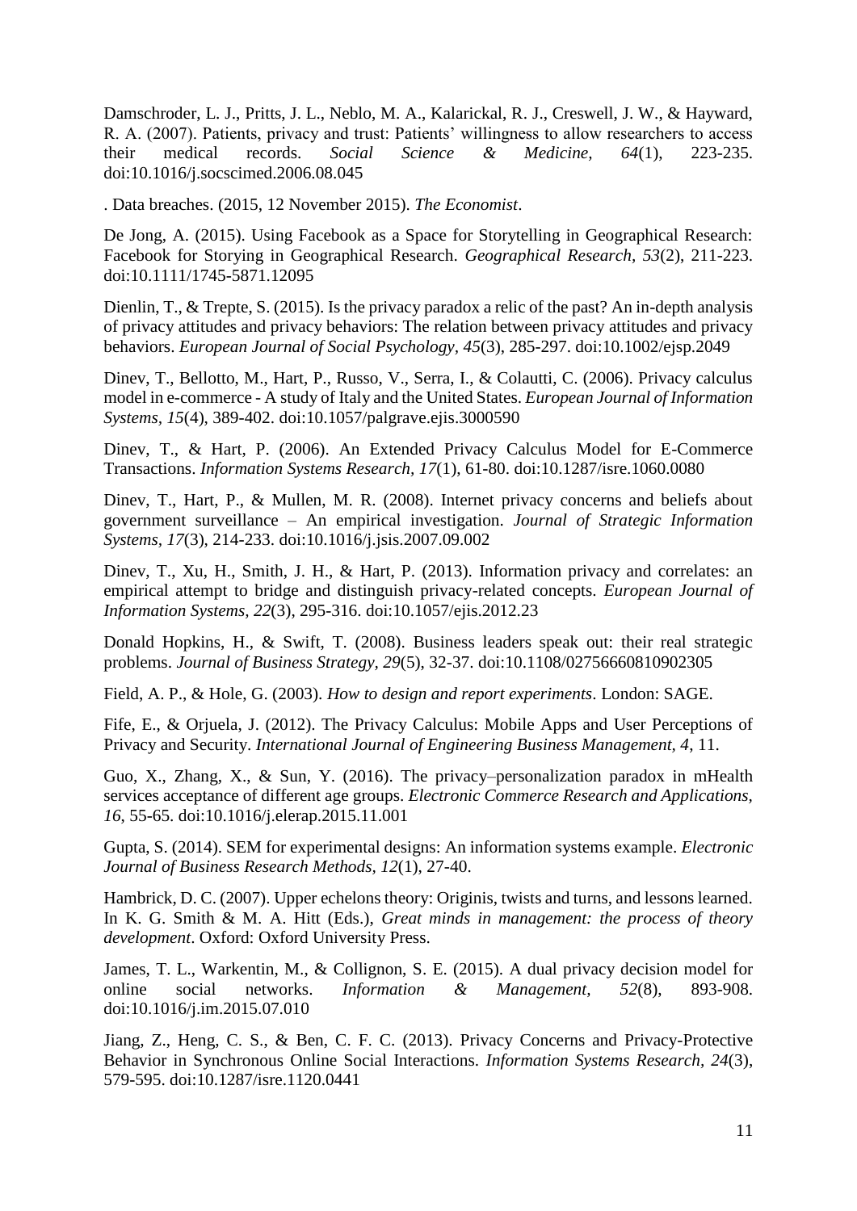Damschroder, L. J., Pritts, J. L., Neblo, M. A., Kalarickal, R. J., Creswell, J. W., & Hayward, R. A. (2007). Patients, privacy and trust: Patients' willingness to allow researchers to access their medical records. *Social Science & Medicine, 64*(1), 223-235. doi:10.1016/j.socscimed.2006.08.045

. Data breaches. (2015, 12 November 2015). *The Economist*.

De Jong, A. (2015). Using Facebook as a Space for Storytelling in Geographical Research: Facebook for Storying in Geographical Research. *Geographical Research, 53*(2), 211-223. doi:10.1111/1745-5871.12095

Dienlin, T., & Trepte, S. (2015). Is the privacy paradox a relic of the past? An in-depth analysis of privacy attitudes and privacy behaviors: The relation between privacy attitudes and privacy behaviors. *European Journal of Social Psychology, 45*(3), 285-297. doi:10.1002/ejsp.2049

Dinev, T., Bellotto, M., Hart, P., Russo, V., Serra, I., & Colautti, C. (2006). Privacy calculus model in e-commerce - A study of Italy and the United States. *European Journal of Information Systems, 15*(4), 389-402. doi:10.1057/palgrave.ejis.3000590

Dinev, T., & Hart, P. (2006). An Extended Privacy Calculus Model for E-Commerce Transactions. *Information Systems Research, 17*(1), 61-80. doi:10.1287/isre.1060.0080

Dinev, T., Hart, P., & Mullen, M. R. (2008). Internet privacy concerns and beliefs about government surveillance – An empirical investigation. *Journal of Strategic Information Systems, 17*(3), 214-233. doi:10.1016/j.jsis.2007.09.002

Dinev, T., Xu, H., Smith, J. H., & Hart, P. (2013). Information privacy and correlates: an empirical attempt to bridge and distinguish privacy-related concepts. *European Journal of Information Systems, 22*(3), 295-316. doi:10.1057/ejis.2012.23

Donald Hopkins, H., & Swift, T. (2008). Business leaders speak out: their real strategic problems. *Journal of Business Strategy, 29*(5), 32-37. doi:10.1108/02756660810902305

Field, A. P., & Hole, G. (2003). *How to design and report experiments*. London: SAGE.

Fife, E., & Orjuela, J. (2012). The Privacy Calculus: Mobile Apps and User Perceptions of Privacy and Security. *International Journal of Engineering Business Management, 4*, 11.

Guo, X., Zhang, X., & Sun, Y. (2016). The privacy–personalization paradox in mHealth services acceptance of different age groups. *Electronic Commerce Research and Applications, 16*, 55-65. doi:10.1016/j.elerap.2015.11.001

Gupta, S. (2014). SEM for experimental designs: An information systems example. *Electronic Journal of Business Research Methods, 12*(1), 27-40.

Hambrick, D. C. (2007). Upper echelons theory: Originis, twists and turns, and lessons learned. In K. G. Smith & M. A. Hitt (Eds.), *Great minds in management: the process of theory development*. Oxford: Oxford University Press.

James, T. L., Warkentin, M., & Collignon, S. E. (2015). A dual privacy decision model for online social networks. *Information & Management, 52*(8), 893-908. doi:10.1016/j.im.2015.07.010

Jiang, Z., Heng, C. S., & Ben, C. F. C. (2013). Privacy Concerns and Privacy-Protective Behavior in Synchronous Online Social Interactions. *Information Systems Research, 24*(3), 579-595. doi:10.1287/isre.1120.0441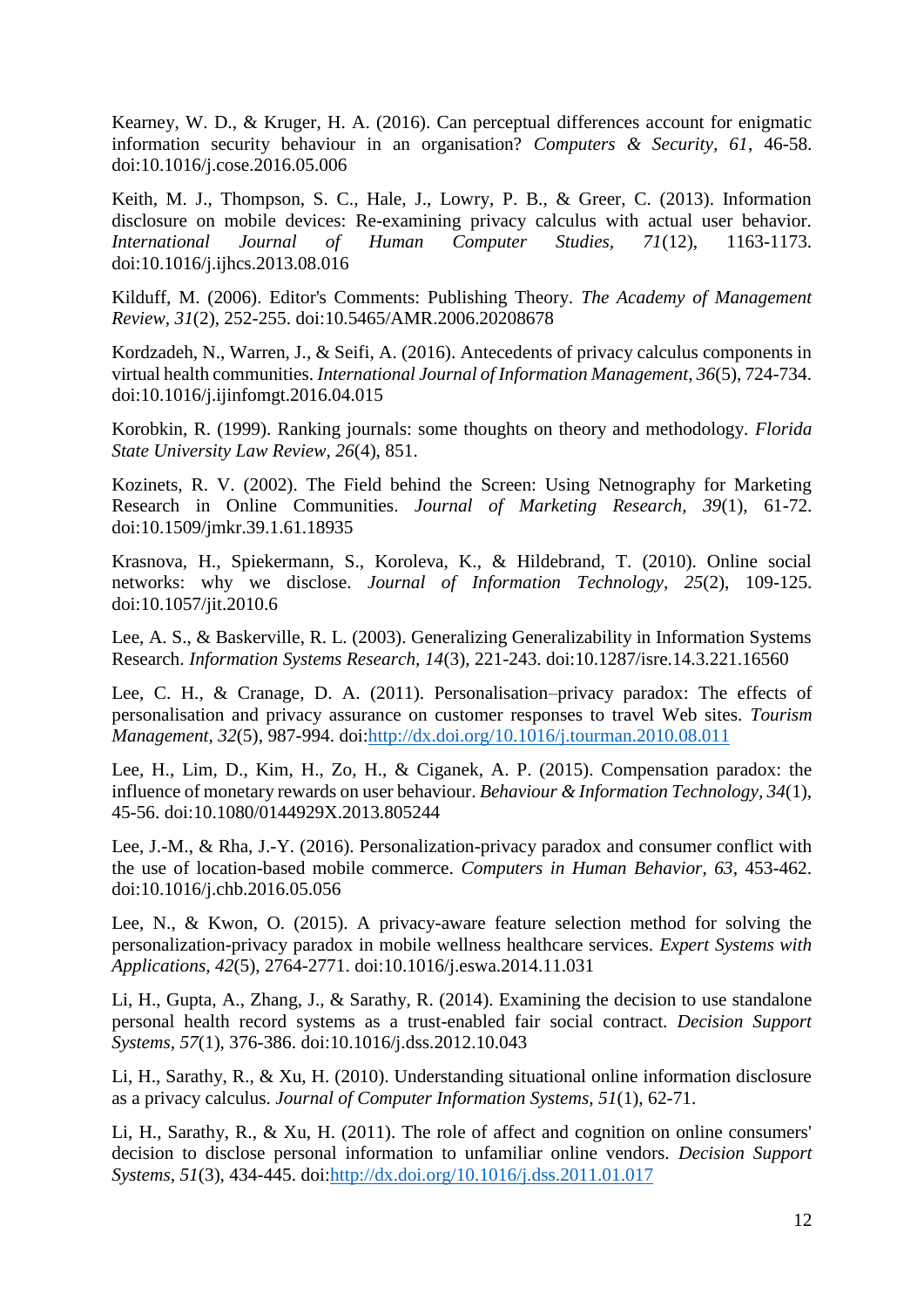Kearney, W. D., & Kruger, H. A. (2016). Can perceptual differences account for enigmatic information security behaviour in an organisation? *Computers & Security, 61*, 46-58. doi:10.1016/j.cose.2016.05.006

Keith, M. J., Thompson, S. C., Hale, J., Lowry, P. B., & Greer, C. (2013). Information disclosure on mobile devices: Re-examining privacy calculus with actual user behavior. *International Journal of Human Computer Studies, 71*(12), 1163-1173. doi:10.1016/j.ijhcs.2013.08.016

Kilduff, M. (2006). Editor's Comments: Publishing Theory. *The Academy of Management Review, 31*(2), 252-255. doi:10.5465/AMR.2006.20208678

Kordzadeh, N., Warren, J., & Seifi, A. (2016). Antecedents of privacy calculus components in virtual health communities. *International Journal of Information Management, 36*(5), 724-734. doi:10.1016/j.ijinfomgt.2016.04.015

Korobkin, R. (1999). Ranking journals: some thoughts on theory and methodology. *Florida State University Law Review, 26*(4), 851.

Kozinets, R. V. (2002). The Field behind the Screen: Using Netnography for Marketing Research in Online Communities. *Journal of Marketing Research, 39*(1), 61-72. doi:10.1509/jmkr.39.1.61.18935

Krasnova, H., Spiekermann, S., Koroleva, K., & Hildebrand, T. (2010). Online social networks: why we disclose. *Journal of Information Technology, 25*(2), 109-125. doi:10.1057/jit.2010.6

Lee, A. S., & Baskerville, R. L. (2003). Generalizing Generalizability in Information Systems Research. *Information Systems Research, 14*(3), 221-243. doi:10.1287/isre.14.3.221.16560

Lee, C. H., & Cranage, D. A. (2011). Personalisation–privacy paradox: The effects of personalisation and privacy assurance on customer responses to travel Web sites. *Tourism Management, 32*(5), 987-994. doi:http://dx.doi.org/10.1016/j.tourman.2010.08.011

Lee, H., Lim, D., Kim, H., Zo, H., & Ciganek, A. P. (2015). Compensation paradox: the influence of monetary rewards on user behaviour. *Behaviour & Information Technology, 34*(1), 45-56. doi:10.1080/0144929X.2013.805244

Lee, J.-M., & Rha, J.-Y. (2016). Personalization-privacy paradox and consumer conflict with the use of location-based mobile commerce. *Computers in Human Behavior, 63*, 453-462. doi:10.1016/j.chb.2016.05.056

Lee, N., & Kwon, O. (2015). A privacy-aware feature selection method for solving the personalization-privacy paradox in mobile wellness healthcare services. *Expert Systems with Applications, 42*(5), 2764-2771. doi:10.1016/j.eswa.2014.11.031

Li, H., Gupta, A., Zhang, J., & Sarathy, R. (2014). Examining the decision to use standalone personal health record systems as a trust-enabled fair social contract. *Decision Support Systems, 57*(1), 376-386. doi:10.1016/j.dss.2012.10.043

Li, H., Sarathy, R., & Xu, H. (2010). Understanding situational online information disclosure as a privacy calculus. *Journal of Computer Information Systems, 51*(1), 62-71.

Li, H., Sarathy, R., & Xu, H. (2011). The role of affect and cognition on online consumers' decision to disclose personal information to unfamiliar online vendors. *Decision Support Systems, 51*(3), 434-445. doi:http://dx.doi.org/10.1016/j.dss.2011.01.017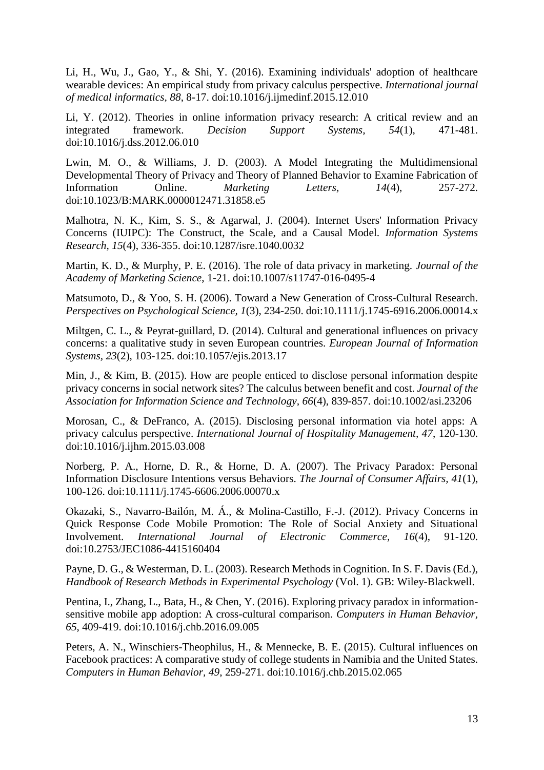Li, H., Wu, J., Gao, Y., & Shi, Y. (2016). Examining individuals' adoption of healthcare wearable devices: An empirical study from privacy calculus perspective. *International journal of medical informatics, 88*, 8-17. doi:10.1016/j.ijmedinf.2015.12.010

Li, Y. (2012). Theories in online information privacy research: A critical review and an integrated framework. *Decision Support Systems, 54*(1), 471-481. doi:10.1016/j.dss.2012.06.010

Lwin, M. O., & Williams, J. D. (2003). A Model Integrating the Multidimensional Developmental Theory of Privacy and Theory of Planned Behavior to Examine Fabrication of Information Online. *Marketing Letters, 14*(4), 257-272. doi:10.1023/B:MARK.0000012471.31858.e5

Malhotra, N. K., Kim, S. S., & Agarwal, J. (2004). Internet Users' Information Privacy Concerns (IUIPC): The Construct, the Scale, and a Causal Model. *Information Systems Research, 15*(4), 336-355. doi:10.1287/isre.1040.0032

Martin, K. D., & Murphy, P. E. (2016). The role of data privacy in marketing. *Journal of the Academy of Marketing Science*, 1-21. doi:10.1007/s11747-016-0495-4

Matsumoto, D., & Yoo, S. H. (2006). Toward a New Generation of Cross-Cultural Research. *Perspectives on Psychological Science, 1*(3), 234-250. doi:10.1111/j.1745-6916.2006.00014.x

Miltgen, C. L., & Peyrat-guillard, D. (2014). Cultural and generational influences on privacy concerns: a qualitative study in seven European countries. *European Journal of Information Systems, 23*(2), 103-125. doi:10.1057/ejis.2013.17

Min, J., & Kim, B. (2015). How are people enticed to disclose personal information despite privacy concerns in social network sites? The calculus between benefit and cost. *Journal of the Association for Information Science and Technology, 66*(4), 839-857. doi:10.1002/asi.23206

Morosan, C., & DeFranco, A. (2015). Disclosing personal information via hotel apps: A privacy calculus perspective. *International Journal of Hospitality Management, 47*, 120-130. doi:10.1016/j.ijhm.2015.03.008

Norberg, P. A., Horne, D. R., & Horne, D. A. (2007). The Privacy Paradox: Personal Information Disclosure Intentions versus Behaviors. *The Journal of Consumer Affairs, 41*(1), 100-126. doi:10.1111/j.1745-6606.2006.00070.x

Okazaki, S., Navarro-Bailón, M. Á., & Molina-Castillo, F.-J. (2012). Privacy Concerns in Quick Response Code Mobile Promotion: The Role of Social Anxiety and Situational Involvement. *International Journal of Electronic Commerce, 16*(4), 91-120. doi:10.2753/JEC1086-4415160404

Payne, D. G., & Westerman, D. L. (2003). Research Methods in Cognition. In S. F. Davis (Ed.), *Handbook of Research Methods in Experimental Psychology* (Vol. 1). GB: Wiley-Blackwell.

Pentina, I., Zhang, L., Bata, H., & Chen, Y. (2016). Exploring privacy paradox in information-sensitive mobile app adoption: A cross-cultural comparison. *Computers in Human Behavior, 65*, 409-419. doi:10.1016/j.chb.2016.09.005

Peters, A. N., Winschiers-Theophilus, H., & Mennecke, B. E. (2015). Cultural influences on Facebook practices: A comparative study of college students in Namibia and the United States. *Computers in Human Behavior, 49*, 259-271. doi:10.1016/j.chb.2015.02.065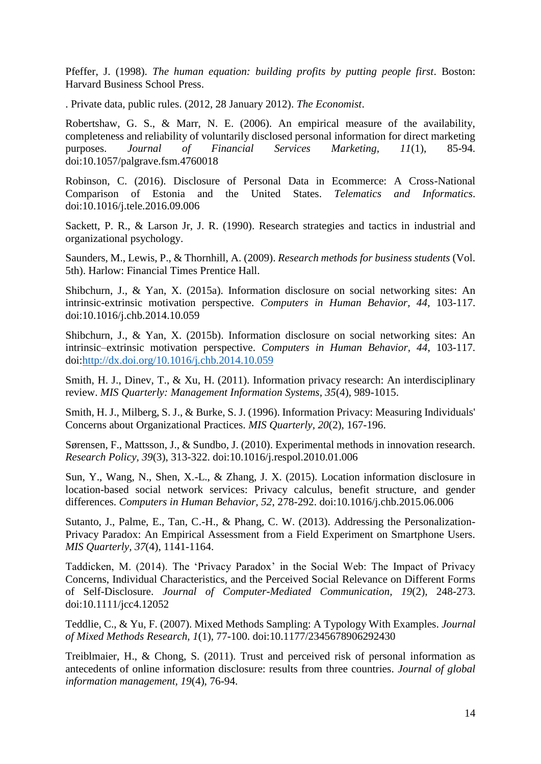Pfeffer, J. (1998). *The human equation: building profits by putting people first*. Boston: Harvard Business School Press.

. Private data, public rules. (2012, 28 January 2012). *The Economist*.

Robertshaw, G. S., & Marr, N. E. (2006). An empirical measure of the availability, completeness and reliability of voluntarily disclosed personal information for direct marketing purposes. *Journal of Financial Services Marketing, 11*(1), 85-94. doi:10.1057/palgrave.fsm.4760018

Robinson, C. (2016). Disclosure of Personal Data in Ecommerce: A Cross-National Comparison of Estonia and the United States. *Telematics and Informatics*. doi:10.1016/j.tele.2016.09.006

Sackett, P. R., & Larson Jr, J. R. (1990). Research strategies and tactics in industrial and organizational psychology.

Saunders, M., Lewis, P., & Thornhill, A. (2009). *Research methods for business students* (Vol. 5th). Harlow: Financial Times Prentice Hall.

Shibchurn, J., & Yan, X. (2015a). Information disclosure on social networking sites: An intrinsic-extrinsic motivation perspective. *Computers in Human Behavior, 44*, 103-117. doi:10.1016/j.chb.2014.10.059

Shibchurn, J., & Yan, X. (2015b). Information disclosure on social networking sites: An intrinsic–extrinsic motivation perspective. *Computers in Human Behavior, 44*, 103-117. doi:http://dx.doi.org/10.1016/j.chb.2014.10.059

Smith, H. J., Dinev, T., & Xu, H. (2011). Information privacy research: An interdisciplinary review. *MIS Quarterly: Management Information Systems, 35*(4), 989-1015.

Smith, H. J., Milberg, S. J., & Burke, S. J. (1996). Information Privacy: Measuring Individuals' Concerns about Organizational Practices. *MIS Quarterly, 20*(2), 167-196.

Sørensen, F., Mattsson, J., & Sundbo, J. (2010). Experimental methods in innovation research. *Research Policy, 39*(3), 313-322. doi:10.1016/j.respol.2010.01.006

Sun, Y., Wang, N., Shen, X.-L., & Zhang, J. X. (2015). Location information disclosure in location-based social network services: Privacy calculus, benefit structure, and gender differences. *Computers in Human Behavior, 52*, 278-292. doi:10.1016/j.chb.2015.06.006

Sutanto, J., Palme, E., Tan, C.-H., & Phang, C. W. (2013). Addressing the Personalization-Privacy Paradox: An Empirical Assessment from a Field Experiment on Smartphone Users. *MIS Quarterly, 37*(4), 1141-1164.

Taddicken, M. (2014). The 'Privacy Paradox' in the Social Web: The Impact of Privacy Concerns, Individual Characteristics, and the Perceived Social Relevance on Different Forms of Self-Disclosure. *Journal of Computer-Mediated Communication, 19*(2), 248-273. doi:10.1111/jcc4.12052

Teddlie, C., & Yu, F. (2007). Mixed Methods Sampling: A Typology With Examples. *Journal of Mixed Methods Research, 1*(1), 77-100. doi:10.1177/2345678906292430

Treiblmaier, H., & Chong, S. (2011). Trust and perceived risk of personal information as antecedents of online information disclosure: results from three countries. *Journal of global information management, 19*(4), 76-94.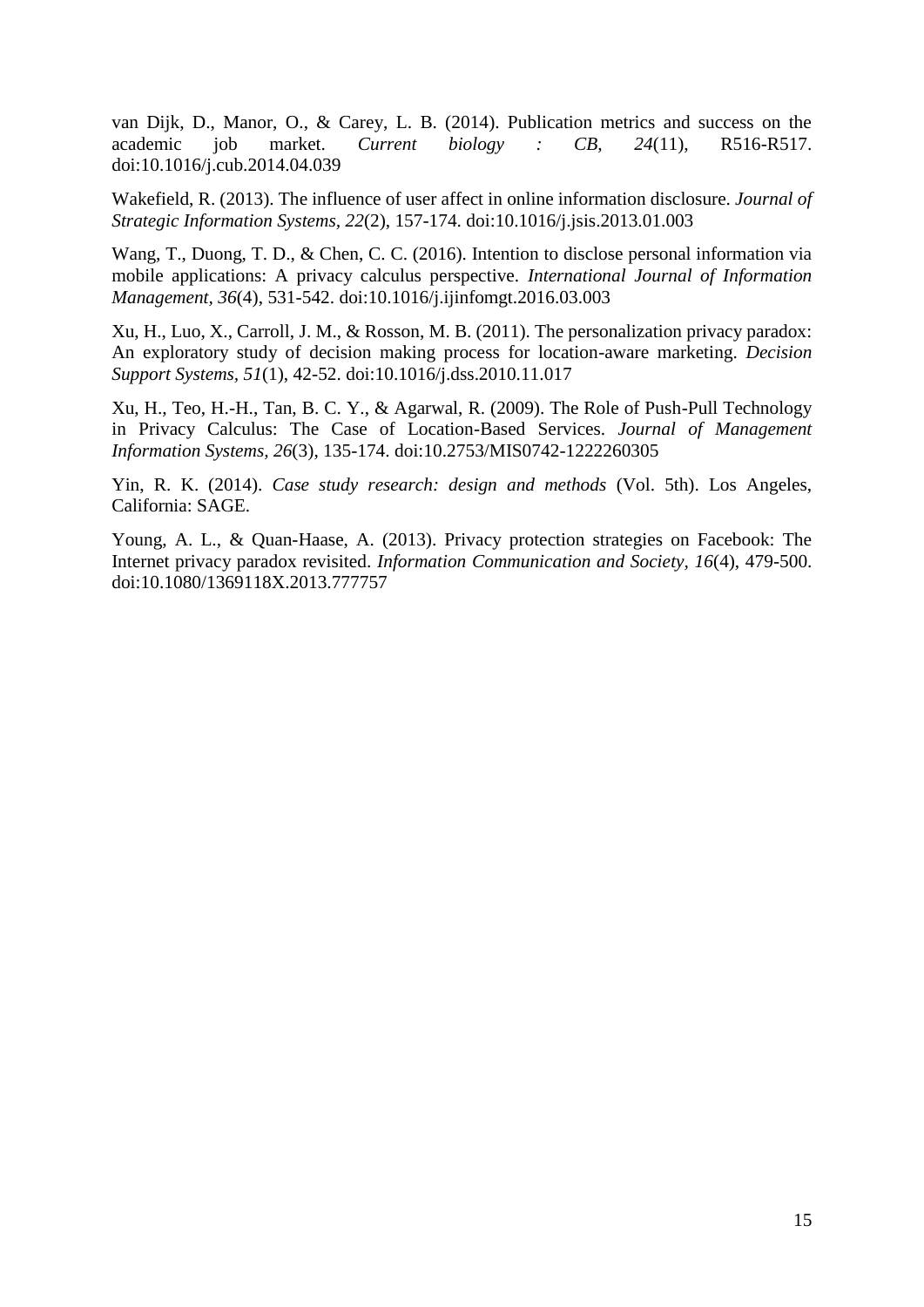van Dijk, D., Manor, O., & Carey, L. B. (2014). Publication metrics and success on the academic job market. *Current biology : CB, 24*(11), R516-R517. doi:10.1016/j.cub.2014.04.039

Wakefield, R. (2013). The influence of user affect in online information disclosure. *Journal of Strategic Information Systems, 22*(2), 157-174. doi:10.1016/j.jsis.2013.01.003

Wang, T., Duong, T. D., & Chen, C. C. (2016). Intention to disclose personal information via mobile applications: A privacy calculus perspective. *International Journal of Information Management, 36*(4), 531-542. doi:10.1016/j.ijinfomgt.2016.03.003

Xu, H., Luo, X., Carroll, J. M., & Rosson, M. B. (2011). The personalization privacy paradox: An exploratory study of decision making process for location-aware marketing. *Decision Support Systems, 51*(1), 42-52. doi:10.1016/j.dss.2010.11.017

Xu, H., Teo, H.-H., Tan, B. C. Y., & Agarwal, R. (2009). The Role of Push-Pull Technology in Privacy Calculus: The Case of Location-Based Services. *Journal of Management Information Systems, 26*(3), 135-174. doi:10.2753/MIS0742-1222260305

Yin, R. K. (2014). *Case study research: design and methods* (Vol. 5th). Los Angeles, California: SAGE.

Young, A. L., & Quan-Haase, A. (2013). Privacy protection strategies on Facebook: The Internet privacy paradox revisited. *Information Communication and Society, 16*(4), 479-500. doi:10.1080/1369118X.2013.777757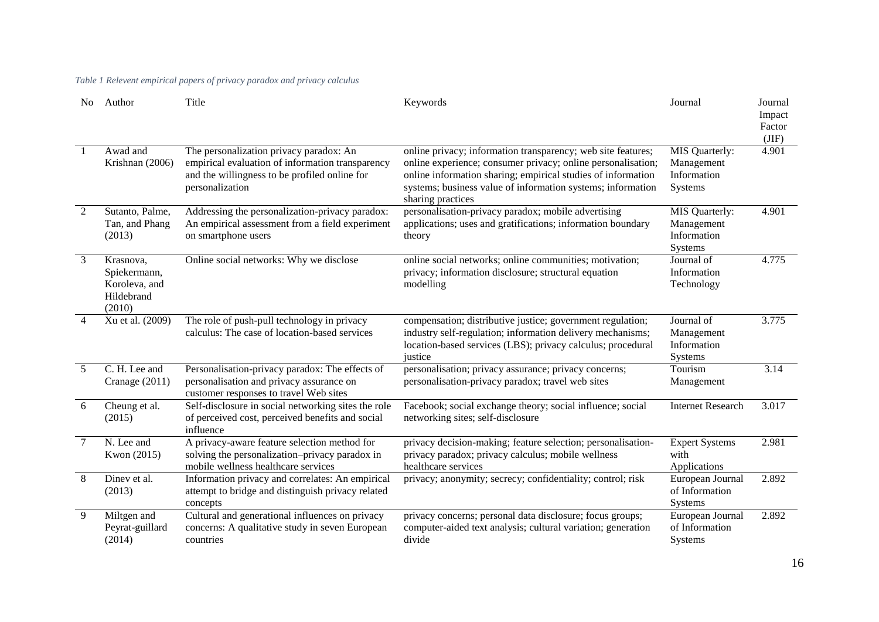*Table 1 Relevent empirical papers of privacy paradox and privacy calculus*

| No | Author | Title | Keywords | Journal | Journal Impact Factor (JIF) |
|---|---|---|---|---|---|
| 1 | Awad and Krishnan (2006) | The personalization privacy paradox: An empirical evaluation of information transparency and the willingness to be profiled online for personalization | online privacy; information transparency; web site features; online experience; consumer privacy; online personalisation; online information sharing; empirical studies of information systems; business value of information systems; information sharing practices | MIS Quarterly: Management Information Systems | 4.901 |
| 2 | Sutanto, Palme, Tan, and Phang (2013) | Addressing the personalization-privacy paradox: An empirical assessment from a field experiment on smartphone users | personalisation-privacy paradox; mobile advertising applications; uses and gratifications; information boundary theory | MIS Quarterly: Management Information Systems | 4.901 |
| 3 | Krasnova, Spiekermann, Koroleva, and Hildebrand (2010) | Online social networks: Why we disclose | online social networks; online communities; motivation; privacy; information disclosure; structural equation modelling | Journal of Information Technology | 4.775 |
| 4 | Xu et al. (2009) | The role of push-pull technology in privacy calculus: The case of location-based services | compensation; distributive justice; government regulation; industry self-regulation; information delivery mechanisms; location-based services (LBS); privacy calculus; procedural justice | Journal of Management Information Systems | 3.775 |
| 5 | C. H. Lee and Cranage (2011) | Personalisation-privacy paradox: The effects of personalisation and privacy assurance on customer responses to travel Web sites | personalisation; privacy assurance; privacy concerns; personalisation-privacy paradox; travel web sites | Tourism Management | 3.14 |
| 6 | Cheung et al. (2015) | Self-disclosure in social networking sites the role of perceived cost, perceived benefits and social influence | Facebook; social exchange theory; social influence; social networking sites; self-disclosure | Internet Research | 3.017 |
| 7 | N. Lee and Kwon (2015) | A privacy-aware feature selection method for solving the personalization–privacy paradox in mobile wellness healthcare services | privacy decision-making; feature selection; personalisation-privacy paradox; privacy calculus; mobile wellness healthcare services | Expert Systems with Applications | 2.981 |
| 8 | Dinev et al. (2013) | Information privacy and correlates: An empirical attempt to bridge and distinguish privacy related concepts | privacy; anonymity; secrecy; confidentiality; control; risk | European Journal of Information Systems | 2.892 |
| 9 | Miltgen and Peyrat-guillard (2014) | Cultural and generational influences on privacy concerns: A qualitative study in seven European countries | privacy concerns; personal data disclosure; focus groups; computer-aided text analysis; cultural variation; generation divide | European Journal of Information Systems | 2.892 |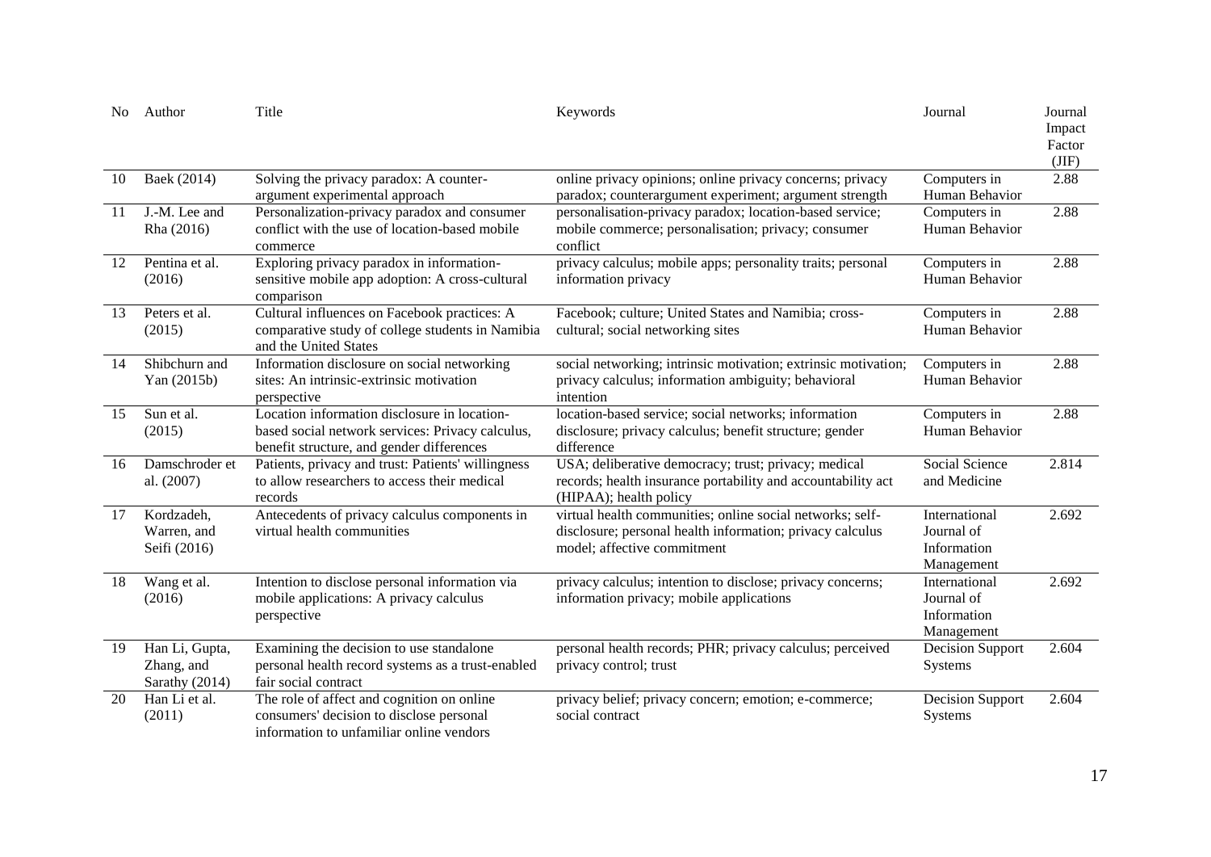| No | Author | Title | Keywords | Journal | Journal Impact Factor (JIF) |
|---|---|---|---|---|---|
| 10 | Baek (2014) | Solving the privacy paradox: A counter-argument experimental approach | online privacy opinions; online privacy concerns; privacy paradox; counterargument experiment; argument strength | Computers in Human Behavior | 2.88 |
| 11 | J.-M. Lee and Rha (2016) | Personalization-privacy paradox and consumer conflict with the use of location-based mobile commerce | personalisation-privacy paradox; location-based service; mobile commerce; personalisation; privacy; consumer conflict | Computers in Human Behavior | 2.88 |
| 12 | Pentina et al. (2016) | Exploring privacy paradox in information-sensitive mobile app adoption: A cross-cultural comparison | privacy calculus; mobile apps; personality traits; personal information privacy | Computers in Human Behavior | 2.88 |
| 13 | Peters et al. (2015) | Cultural influences on Facebook practices: A comparative study of college students in Namibia and the United States | Facebook; culture; United States and Namibia; cross-cultural; social networking sites | Computers in Human Behavior | 2.88 |
| 14 | Shibchurn and Yan (2015b) | Information disclosure on social networking sites: An intrinsic-extrinsic motivation perspective | social networking; intrinsic motivation; extrinsic motivation; privacy calculus; information ambiguity; behavioral intention | Computers in Human Behavior | 2.88 |
| 15 | Sun et al. (2015) | Location information disclosure in location-based social network services: Privacy calculus, benefit structure, and gender differences | location-based service; social networks; information disclosure; privacy calculus; benefit structure; gender difference | Computers in Human Behavior | 2.88 |
| 16 | Damschroder et al. (2007) | Patients, privacy and trust: Patients' willingness to allow researchers to access their medical records | USA; deliberative democracy; trust; privacy; medical records; health insurance portability and accountability act (HIPAA); health policy | Social Science and Medicine | 2.814 |
| 17 | Kordzadeh, Warren, and Seifi (2016) | Antecedents of privacy calculus components in virtual health communities | virtual health communities; online social networks; self-disclosure; personal health information; privacy calculus model; affective commitment | International Journal of Information Management | 2.692 |
| 18 | Wang et al. (2016) | Intention to disclose personal information via mobile applications: A privacy calculus perspective | privacy calculus; intention to disclose; privacy concerns; information privacy; mobile applications | International Journal of Information Management | 2.692 |
| 19 | Han Li, Gupta, Zhang, and Sarathy (2014) | Examining the decision to use standalone personal health record systems as a trust-enabled fair social contract | personal health records; PHR; privacy calculus; perceived privacy control; trust | Decision Support Systems | 2.604 |
| 20 | Han Li et al. (2011) | The role of affect and cognition on online consumers' decision to disclose personal information to unfamiliar online vendors | privacy belief; privacy concern; emotion; e-commerce; social contract | Decision Support Systems | 2.604 |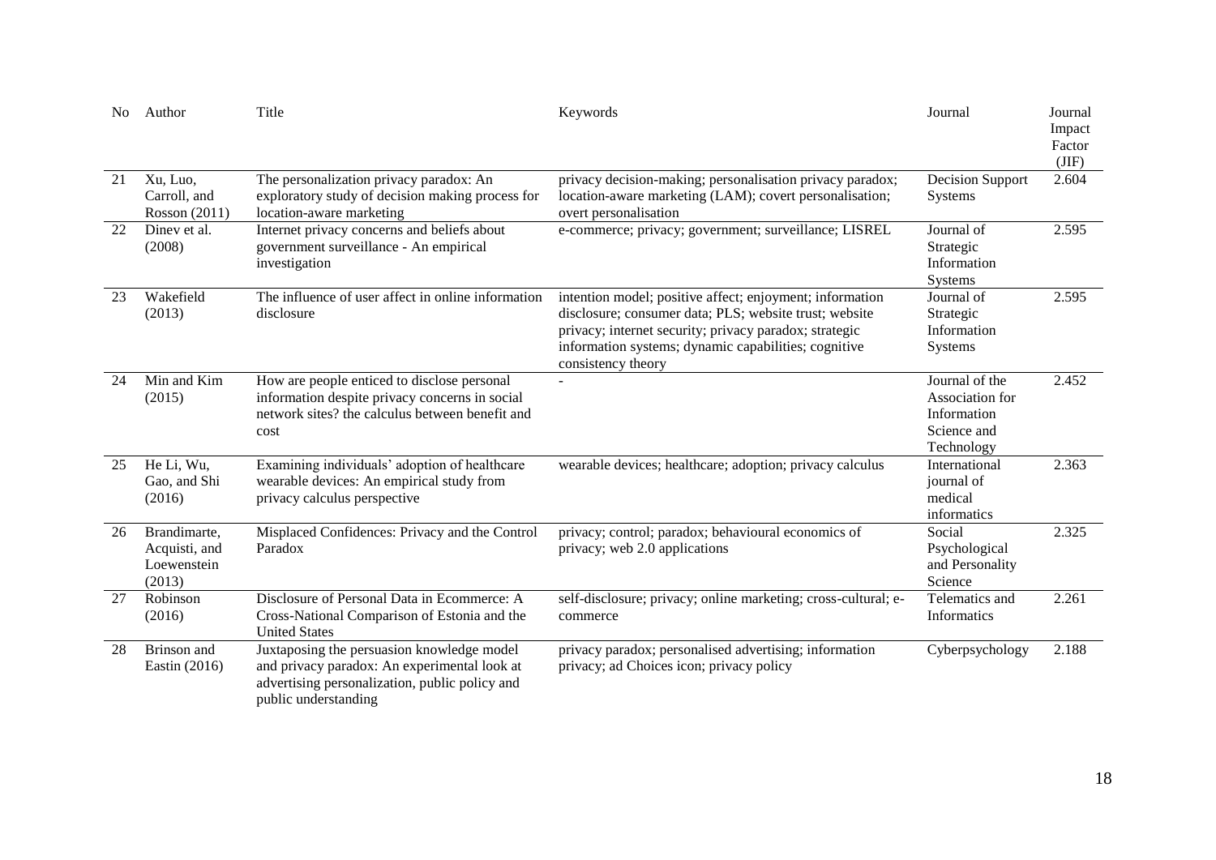| No | Author | Title | Keywords | Journal | Journal Impact Factor (JIF) |
|---|---|---|---|---|---|
| 21 | Xu, Luo, Carroll, and Rosson (2011) | The personalization privacy paradox: An exploratory study of decision making process for location-aware marketing | privacy decision-making; personalisation privacy paradox; location-aware marketing (LAM); covert personalisation; overt personalisation | Decision Support Systems | 2.604 |
| 22 | Dinev et al. (2008) | Internet privacy concerns and beliefs about government surveillance - An empirical investigation | e-commerce; privacy; government; surveillance; LISREL | Journal of Strategic Information Systems | 2.595 |
| 23 | Wakefield (2013) | The influence of user affect in online information disclosure | intention model; positive affect; enjoyment; information disclosure; consumer data; PLS; website trust; website privacy; internet security; privacy paradox; strategic information systems; dynamic capabilities; cognitive consistency theory | Journal of Strategic Information Systems | 2.595 |
| 24 | Min and Kim (2015) | How are people enticed to disclose personal information despite privacy concerns in social network sites? the calculus between benefit and cost | - | Journal of the Association for Information Science and Technology | 2.452 |
| 25 | He Li, Wu, Gao, and Shi (2016) | Examining individuals' adoption of healthcare wearable devices: An empirical study from privacy calculus perspective | wearable devices; healthcare; adoption; privacy calculus | International journal of medical informatics | 2.363 |
| 26 | Brandimarte, Acquisti, and Loewenstein (2013) | Misplaced Confidences: Privacy and the Control Paradox | privacy; control; paradox; behavioural economics of privacy; web 2.0 applications | Social Psychological and Personality Science | 2.325 |
| 27 | Robinson (2016) | Disclosure of Personal Data in Ecommerce: A Cross-National Comparison of Estonia and the United States | self-disclosure; privacy; online marketing; cross-cultural; e-commerce | Telematics and Informatics | 2.261 |
| 28 | Brinson and Eastin (2016) | Juxtaposing the persuasion knowledge model and privacy paradox: An experimental look at advertising personalization, public policy and public understanding | privacy paradox; personalised advertising; information privacy; ad Choices icon; privacy policy | Cyberpsychology | 2.188 |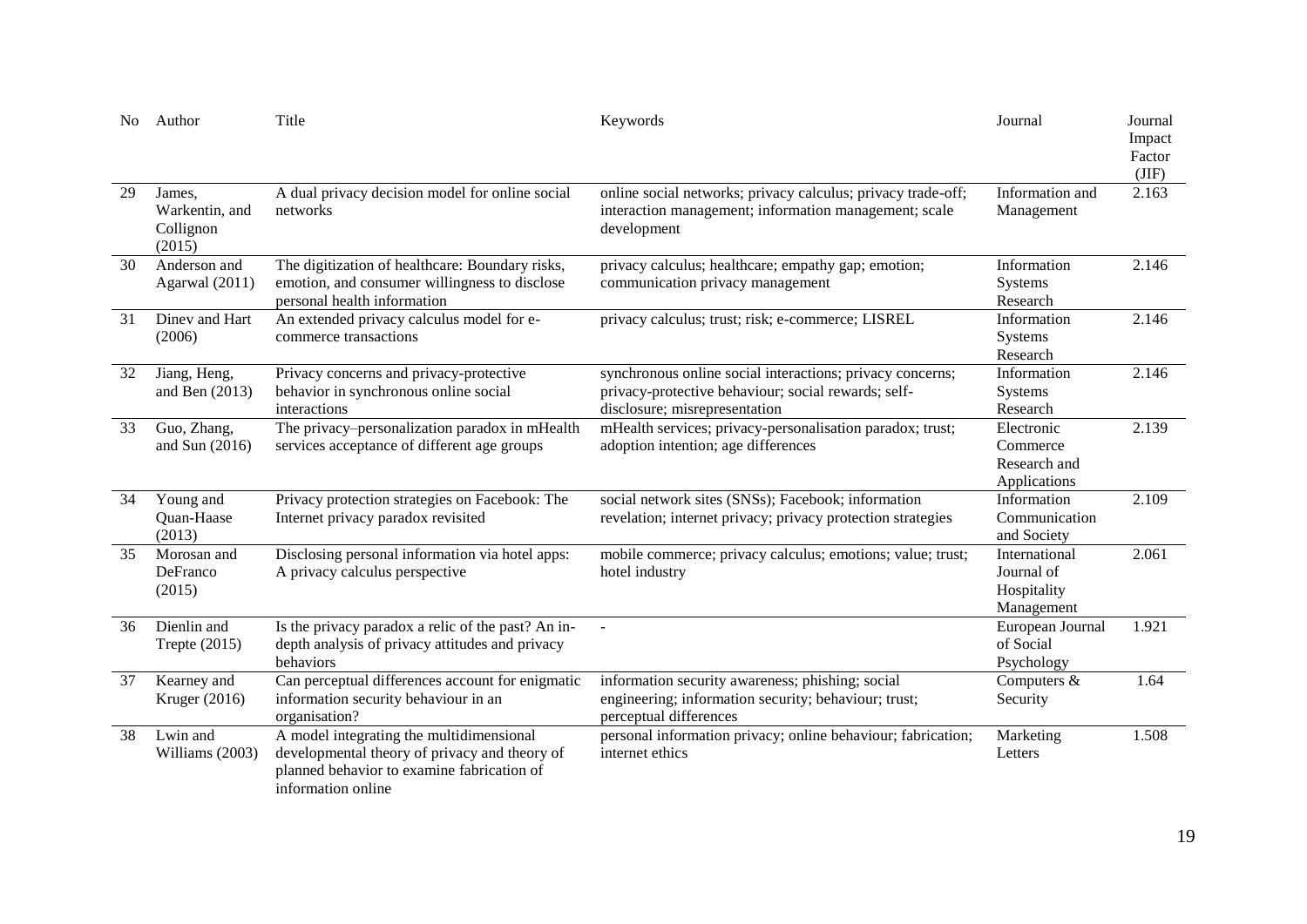| No | Author | Title | Keywords | Journal | Journal Impact Factor (JIF) |
|---|---|---|---|---|---|
| 29 | James, Warkentin, and Collignon (2015) | A dual privacy decision model for online social networks | online social networks; privacy calculus; privacy trade-off; interaction management; information management; scale development | Information and Management | 2.163 |
| 30 | Anderson and Agarwal (2011) | The digitization of healthcare: Boundary risks, emotion, and consumer willingness to disclose personal health information | privacy calculus; healthcare; empathy gap; emotion; communication privacy management | Information Systems Research | 2.146 |
| 31 | Dinev and Hart (2006) | An extended privacy calculus model for e-commerce transactions | privacy calculus; trust; risk; e-commerce; LISREL | Information Systems Research | 2.146 |
| 32 | Jiang, Heng, and Ben (2013) | Privacy concerns and privacy-protective behavior in synchronous online social interactions | synchronous online social interactions; privacy concerns; privacy-protective behaviour; social rewards; self-disclosure; misrepresentation | Information Systems Research | 2.146 |
| 33 | Guo, Zhang, and Sun (2016) | The privacy–personalization paradox in mHealth services acceptance of different age groups | mHealth services; privacy-personalisation paradox; trust; adoption intention; age differences | Electronic Commerce Research and Applications | 2.139 |
| 34 | Young and Quan-Haase (2013) | Privacy protection strategies on Facebook: The Internet privacy paradox revisited | social network sites (SNSs); Facebook; information revelation; internet privacy; privacy protection strategies | Information Communication and Society | 2.109 |
| 35 | Morosan and DeFranco (2015) | Disclosing personal information via hotel apps: A privacy calculus perspective | mobile commerce; privacy calculus; emotions; value; trust; hotel industry | International Journal of Hospitality Management | 2.061 |
| 36 | Dienlin and Trepte (2015) | Is the privacy paradox a relic of the past? An in-depth analysis of privacy attitudes and privacy behaviors | - | European Journal of Social Psychology | 1.921 |
| 37 | Kearney and Kruger (2016) | Can perceptual differences account for enigmatic information security behaviour in an organisation? | information security awareness; phishing; social engineering; information security; behaviour; trust; perceptual differences | Computers & Security | 1.64 |
| 38 | Lwin and Williams (2003) | A model integrating the multidimensional developmental theory of privacy and theory of planned behavior to examine fabrication of information online | personal information privacy; online behaviour; fabrication; internet ethics | Marketing Letters | 1.508 |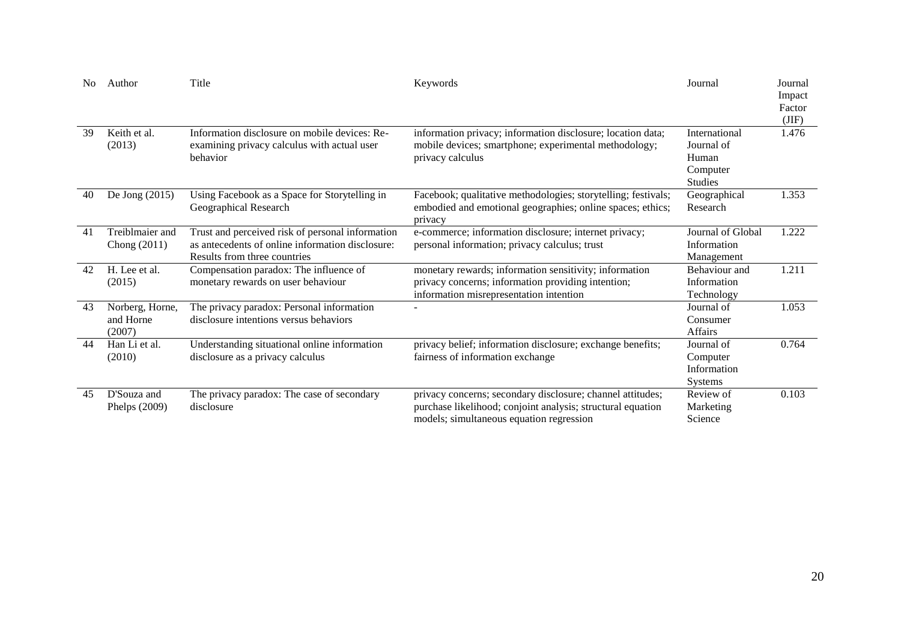| No | Author | Title | Keywords | Journal | Journal Impact Factor (JIF) |
|---|---|---|---|---|---|
| 39 | Keith et al. (2013) | Information disclosure on mobile devices: Re-examining privacy calculus with actual user behavior | information privacy; information disclosure; location data; mobile devices; smartphone; experimental methodology; privacy calculus | International Journal of Human Computer Studies | 1.476 |
| 40 | De Jong (2015) | Using Facebook as a Space for Storytelling in Geographical Research | Facebook; qualitative methodologies; storytelling; festivals; embodied and emotional geographies; online spaces; ethics; privacy | Geographical Research | 1.353 |
| 41 | Treiblmaier and Chong (2011) | Trust and perceived risk of personal information as antecedents of online information disclosure: Results from three countries | e-commerce; information disclosure; internet privacy; personal information; privacy calculus; trust | Journal of Global Information Management | 1.222 |
| 42 | H. Lee et al. (2015) | Compensation paradox: The influence of monetary rewards on user behaviour | monetary rewards; information sensitivity; information privacy concerns; information providing intention; information misrepresentation intention | Behaviour and Information Technology | 1.211 |
| 43 | Norberg, Horne, and Horne (2007) | The privacy paradox: Personal information disclosure intentions versus behaviors | - | Journal of Consumer Affairs | 1.053 |
| 44 | Han Li et al. (2010) | Understanding situational online information disclosure as a privacy calculus | privacy belief; information disclosure; exchange benefits; fairness of information exchange | Journal of Computer Information Systems | 0.764 |
| 45 | D'Souza and Phelps (2009) | The privacy paradox: The case of secondary disclosure | privacy concerns; secondary disclosure; channel attitudes; purchase likelihood; conjoint analysis; structural equation models; simultaneous equation regression | Review of Marketing Science | 0.103 |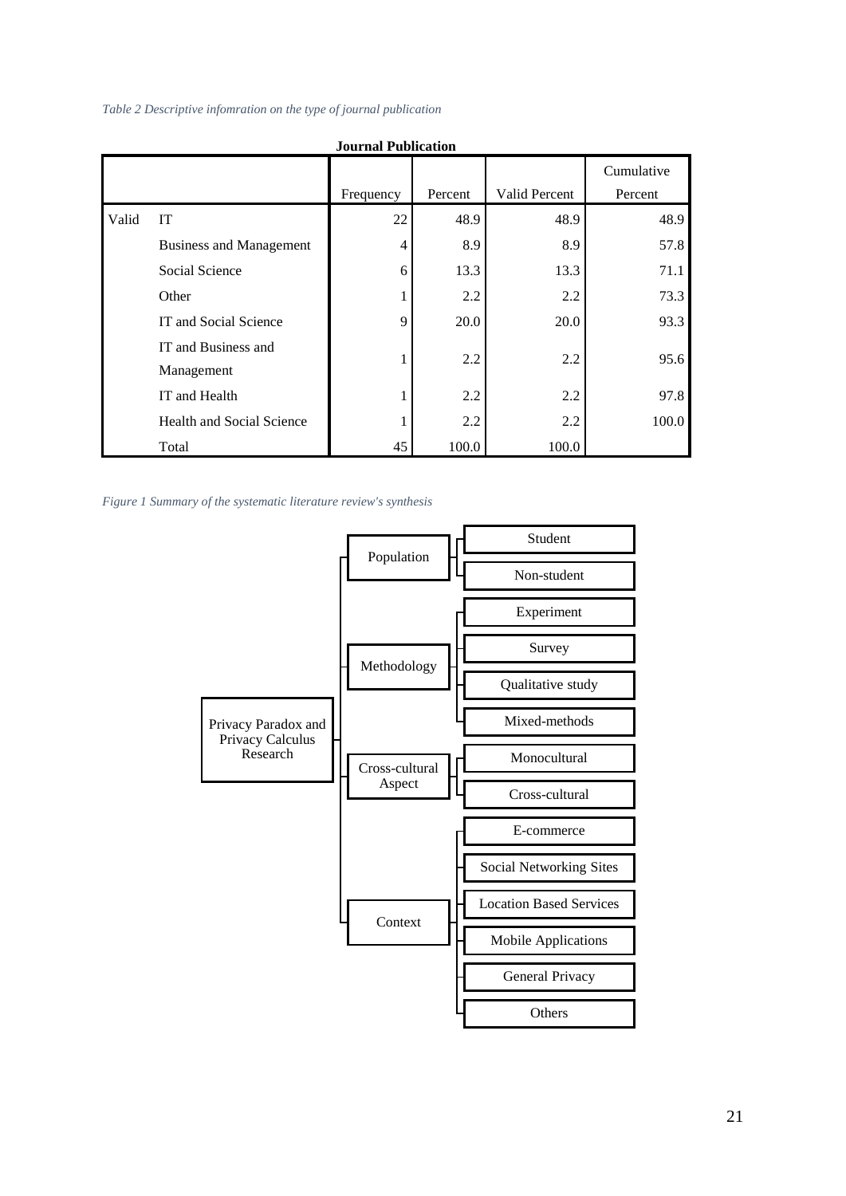*Table 2 Descriptive infomration on the type of journal publication*

**Journal Publication**

| | | Frequency | Percent | Valid Percent | Cumulative Percent |
|---|---|---|---|---|---|
| Valid | IT | 22 | 48.9 | 48.9 | 48.9 |
| | Business and Management | 4 | 8.9 | 8.9 | 57.8 |
| | Social Science | 6 | 13.3 | 13.3 | 71.1 |
| | Other | 1 | 2.2 | 2.2 | 73.3 |
| | IT and Social Science | 9 | 20.0 | 20.0 | 93.3 |
| | IT and Business and Management | 1 | 2.2 | 2.2 | 95.6 |
| | IT and Health | 1 | 2.2 | 2.2 | 97.8 |
| | Health and Social Science | 1 | 2.2 | 2.2 | 100.0 |
| | Total | 45 | 100.0 | 100.0 | |

*Figure 1 Summary of the systematic literature review's synthesis*

- Privacy Paradox and Privacy Calculus Research
  - Population
    - Student
    - Non-student
  - Methodology
    - Experiment
    - Survey
    - Qualitative study
    - Mixed-methods
  - Cross-cultural Aspect
    - Monocultural
    - Cross-cultural
  - Context
    - E-commerce
    - Social Networking Sites
    - Location Based Services
    - Mobile Applications
    - General Privacy
    - Others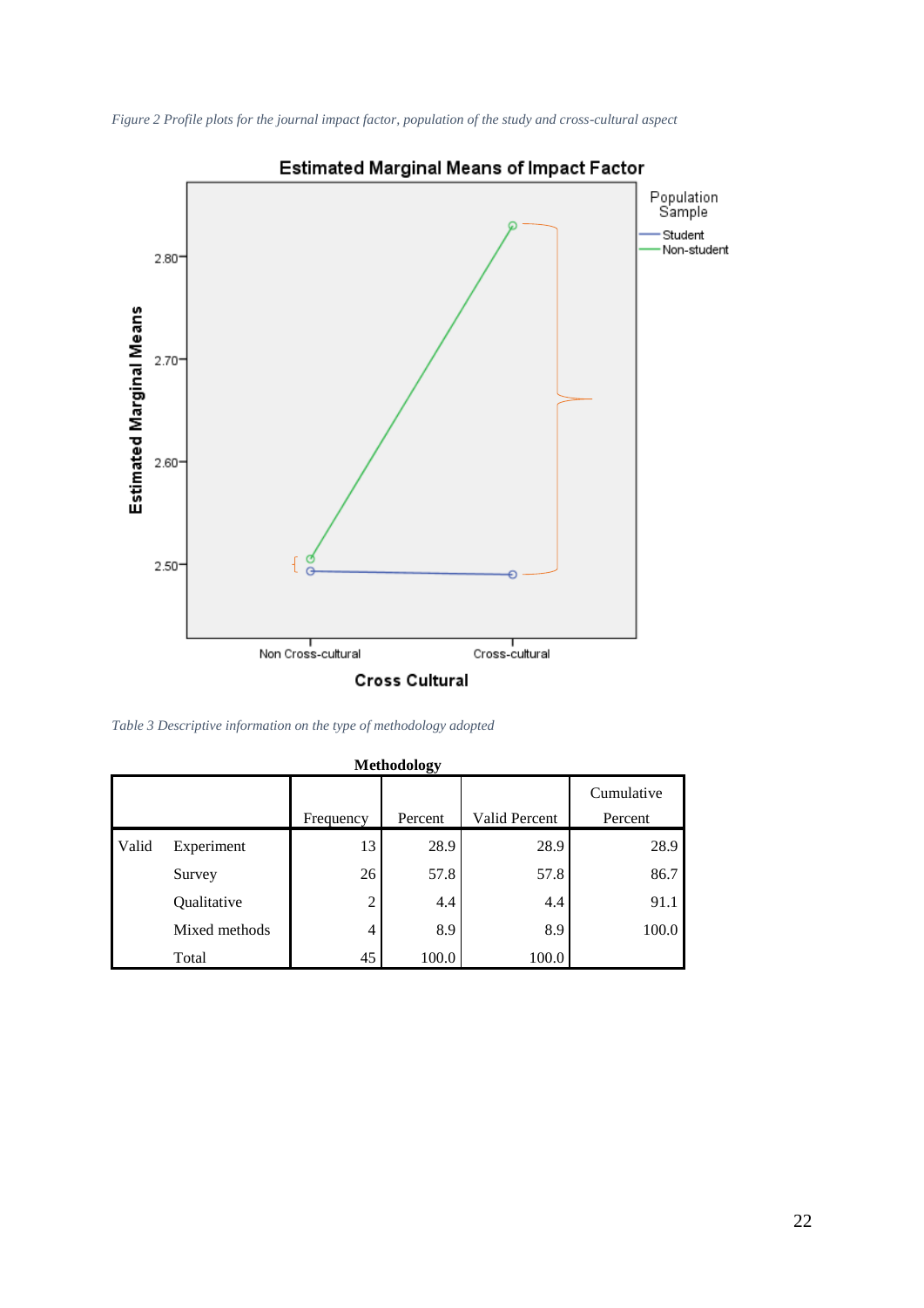*Figure 2 Profile plots for the journal impact factor, population of the study and cross-cultural aspect*

Estimated Marginal Means of Impact Factor

Population Sample

Student

Non-student

Estimated Marginal Means

2.80

2.70

2.60

2.50

Non Cross-cultural

Cross-cultural

Cross Cultural

*Table 3 Descriptive information on the type of methodology adopted*

**Methodology**

| | | Frequency | Percent | Valid Percent | Cumulative Percent |
|---|---|---|---|---|---|
| Valid | Experiment | 13 | 28.9 | 28.9 | 28.9 |
| | Survey | 26 | 57.8 | 57.8 | 86.7 |
| | Qualitative | 2 | 4.4 | 4.4 | 91.1 |
| | Mixed methods | 4 | 8.9 | 8.9 | 100.0 |
| | Total | 45 | 100.0 | 100.0 | |